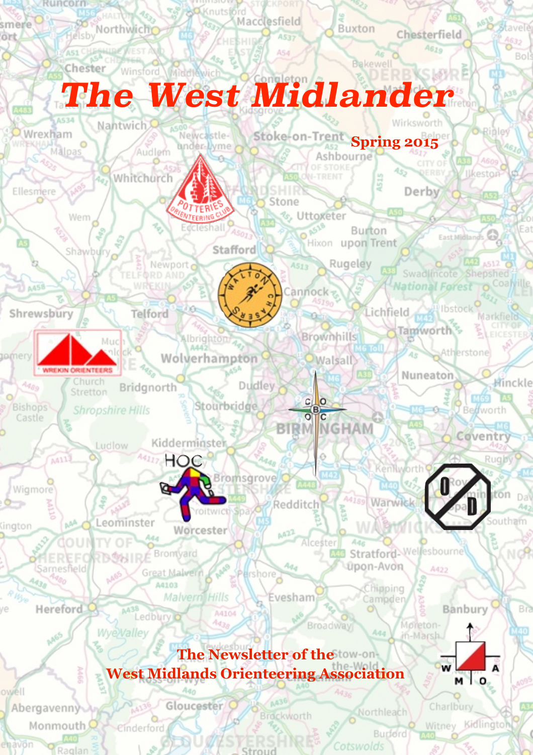# The West Midlander

Spring 2015

The Newsletter of the
West Midlands Orienteering Association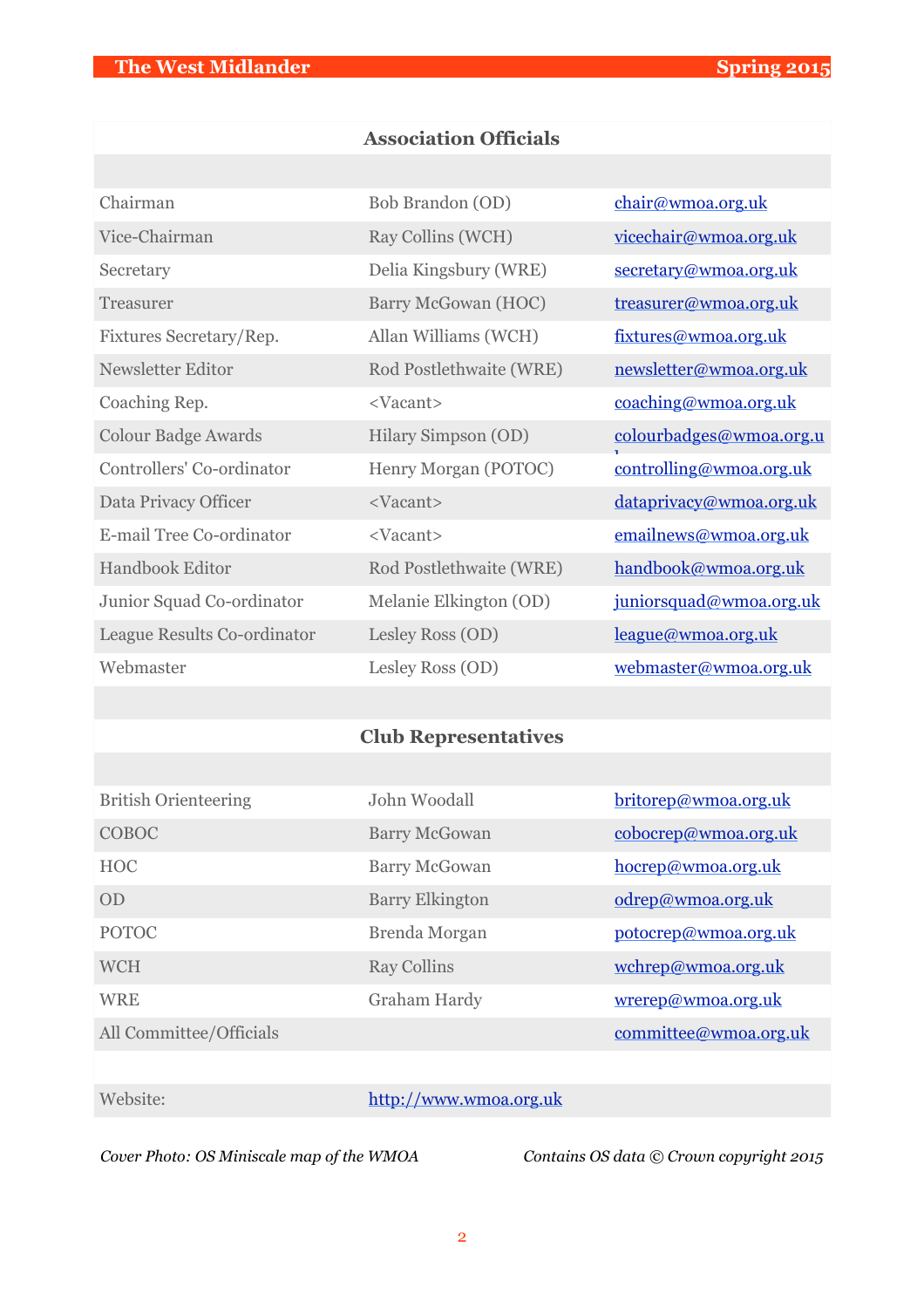## Association Officials

| | | |
|---|---|---|
| Chairman | Bob Brandon (OD) | chair@wmoa.org.uk |
| Vice-Chairman | Ray Collins (WCH) | vicechair@wmoa.org.uk |
| Secretary | Delia Kingsbury (WRE) | secretary@wmoa.org.uk |
| Treasurer | Barry McGowan (HOC) | treasurer@wmoa.org.uk |
| Fixtures Secretary/Rep. | Allan Williams (WCH) | fixtures@wmoa.org.uk |
| Newsletter Editor | Rod Postlethwaite (WRE) | newsletter@wmoa.org.uk |
| Coaching Rep. | <Vacant> | coaching@wmoa.org.uk |
| Colour Badge Awards | Hilary Simpson (OD) | colourbadges@wmoa.org.uk |
| Controllers' Co-ordinator | Henry Morgan (POTOC) | controlling@wmoa.org.uk |
| Data Privacy Officer | <Vacant> | dataprivacy@wmoa.org.uk |
| E-mail Tree Co-ordinator | <Vacant> | emailnews@wmoa.org.uk |
| Handbook Editor | Rod Postlethwaite (WRE) | handbook@wmoa.org.uk |
| Junior Squad Co-ordinator | Melanie Elkington (OD) | juniorsquad@wmoa.org.uk |
| League Results Co-ordinator | Lesley Ross (OD) | league@wmoa.org.uk |
| Webmaster | Lesley Ross (OD) | webmaster@wmoa.org.uk |

## Club Representatives

| | | |
|---|---|---|
| British Orienteering | John Woodall | britorep@wmoa.org.uk |
| COBOC | Barry McGowan | cobocrep@wmoa.org.uk |
| HOC | Barry McGowan | hocrep@wmoa.org.uk |
| OD | Barry Elkington | odrep@wmoa.org.uk |
| POTOC | Brenda Morgan | potocrep@wmoa.org.uk |
| WCH | Ray Collins | wchrep@wmoa.org.uk |
| WRE | Graham Hardy | wrerep@wmoa.org.uk |
| All Committee/Officials | | committee@wmoa.org.uk |

| | |
|---|---|
| Website: | http://www.wmoa.org.uk |

*Cover Photo: OS Miniscale map of the WMOA* *Contains OS data © Crown copyright 2015*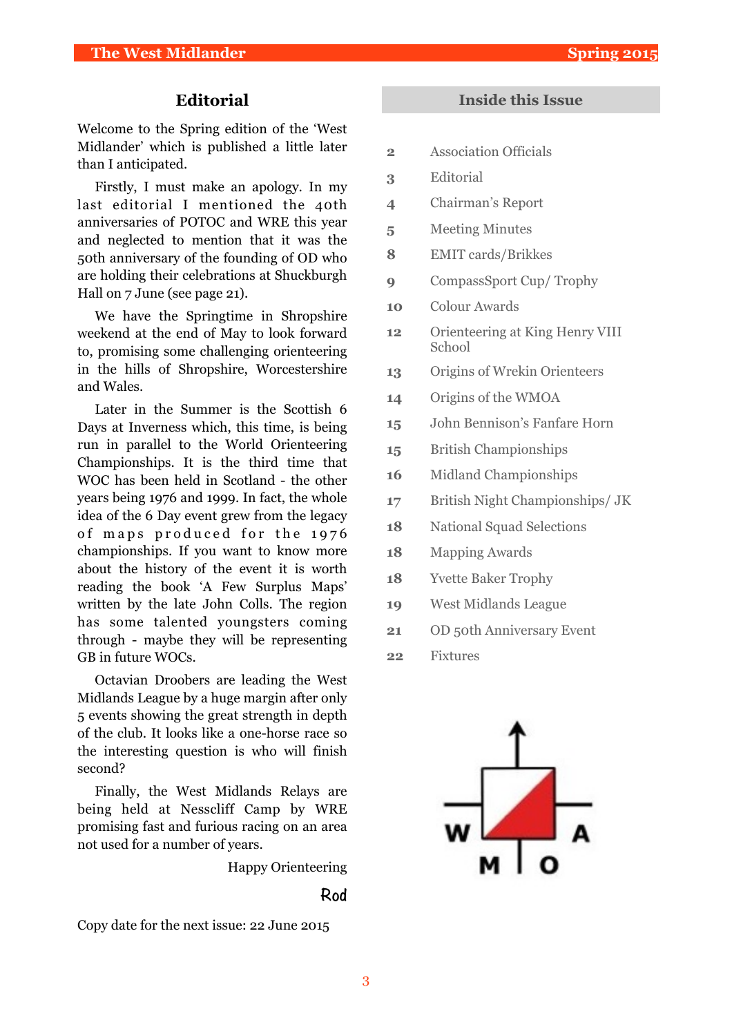## Editorial

Welcome to the Spring edition of the 'West Midlander' which is published a little later than I anticipated.

Firstly, I must make an apology. In my last editorial I mentioned the 40th anniversaries of POTOC and WRE this year and neglected to mention that it was the 50th anniversary of the founding of OD who are holding their celebrations at Shuckburgh Hall on 7 June (see page 21).

We have the Springtime in Shropshire weekend at the end of May to look forward to, promising some challenging orienteering in the hills of Shropshire, Worcestershire and Wales.

Later in the Summer is the Scottish 6 Days at Inverness which, this time, is being run in parallel to the World Orienteering Championships. It is the third time that WOC has been held in Scotland - the other years being 1976 and 1999. In fact, the whole idea of the 6 Day event grew from the legacy of maps produced for the 1976 championships. If you want to know more about the history of the event it is worth reading the book 'A Few Surplus Maps' written by the late John Colls. The region has some talented youngsters coming through - maybe they will be representing GB in future WOCs.

Octavian Droobers are leading the West Midlands League by a huge margin after only 5 events showing the great strength in depth of the club. It looks like a one-horse race so the interesting question is who will finish second?

Finally, the West Midlands Relays are being held at Nesscliff Camp by WRE promising fast and furious racing on an area not used for a number of years.

Happy Orienteering

Rod

Copy date for the next issue: 22 June 2015

## Inside this Issue

| | |
|---|---|
| 2 | Association Officials |
| 3 | Editorial |
| 4 | Chairman's Report |
| 5 | Meeting Minutes |
| 8 | EMIT cards/Brikkes |
| 9 | CompassSport Cup/ Trophy |
| 10 | Colour Awards |
| 12 | Orienteering at King Henry VIII School |
| 13 | Origins of Wrekin Orienteers |
| 14 | Origins of the WMOA |
| 15 | John Bennison's Fanfare Horn |
| 15 | British Championships |
| 16 | Midland Championships |
| 17 | British Night Championships/ JK |
| 18 | National Squad Selections |
| 18 | Mapping Awards |
| 18 | Yvette Baker Trophy |
| 19 | West Midlands League |
| 21 | OD 50th Anniversary Event |
| 22 | Fixtures |

W M O A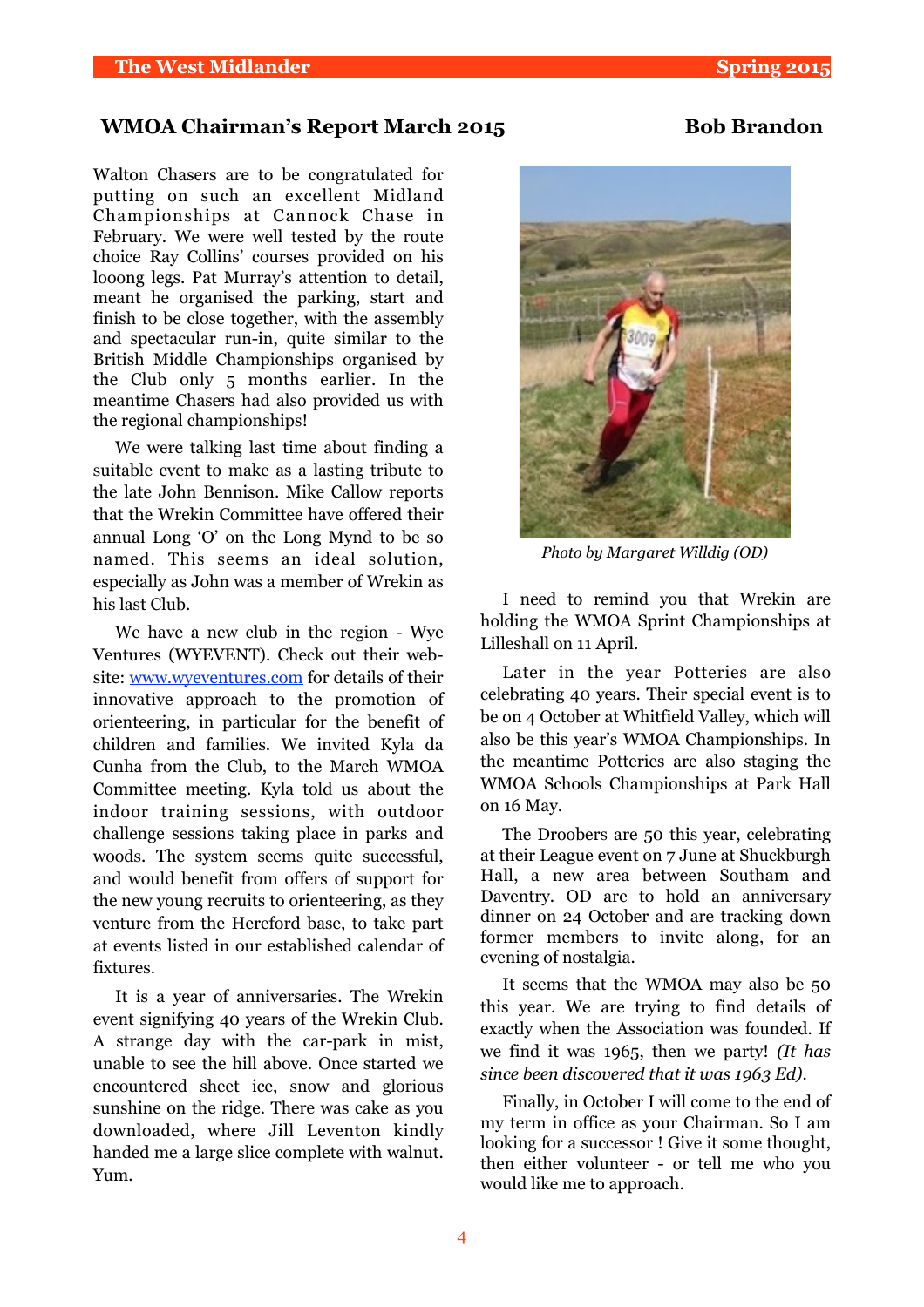## WMOA Chairman's Report March 2015 — Bob Brandon

Walton Chasers are to be congratulated for putting on such an excellent Midland Championships at Cannock Chase in February. We were well tested by the route choice Ray Collins' courses provided on his looong legs. Pat Murray's attention to detail, meant he organised the parking, start and finish to be close together, with the assembly and spectacular run-in, quite similar to the British Middle Championships organised by the Club only 5 months earlier. In the meantime Chasers had also provided us with the regional championships!

We were talking last time about finding a suitable event to make as a lasting tribute to the late John Bennison. Mike Callow reports that the Wrekin Committee have offered their annual Long 'O' on the Long Mynd to be so named. This seems an ideal solution, especially as John was a member of Wrekin as his last Club.

We have a new club in the region - Wye Ventures (WYEVENT). Check out their web-site: www.wyeventures.com for details of their innovative approach to the promotion of orienteering, in particular for the benefit of children and families. We invited Kyla da Cunha from the Club, to the March WMOA Committee meeting. Kyla told us about the indoor training sessions, with outdoor challenge sessions taking place in parks and woods. The system seems quite successful, and would benefit from offers of support for the new young recruits to orienteering, as they venture from the Hereford base, to take part at events listed in our established calendar of fixtures.

It is a year of anniversaries. The Wrekin event signifying 40 years of the Wrekin Club. A strange day with the car-park in mist, unable to see the hill above. Once started we encountered sheet ice, snow and glorious sunshine on the ridge. There was cake as you downloaded, where Jill Leventon kindly handed me a large slice complete with walnut. Yum.

*Photo by Margaret Willdig (OD)*

I need to remind you that Wrekin are holding the WMOA Sprint Championships at Lilleshall on 11 April.

Later in the year Potteries are also celebrating 40 years. Their special event is to be on 4 October at Whitfield Valley, which will also be this year's WMOA Championships. In the meantime Potteries are also staging the WMOA Schools Championships at Park Hall on 16 May.

The Droobers are 50 this year, celebrating at their League event on 7 June at Shuckburgh Hall, a new area between Southam and Daventry. OD are to hold an anniversary dinner on 24 October and are tracking down former members to invite along, for an evening of nostalgia.

It seems that the WMOA may also be 50 this year. We are trying to find details of exactly when the Association was founded. If we find it was 1965, then we party! *(It has since been discovered that it was 1963 Ed).*

Finally, in October I will come to the end of my term in office as your Chairman. So I am looking for a successor ! Give it some thought, then either volunteer - or tell me who you would like me to approach.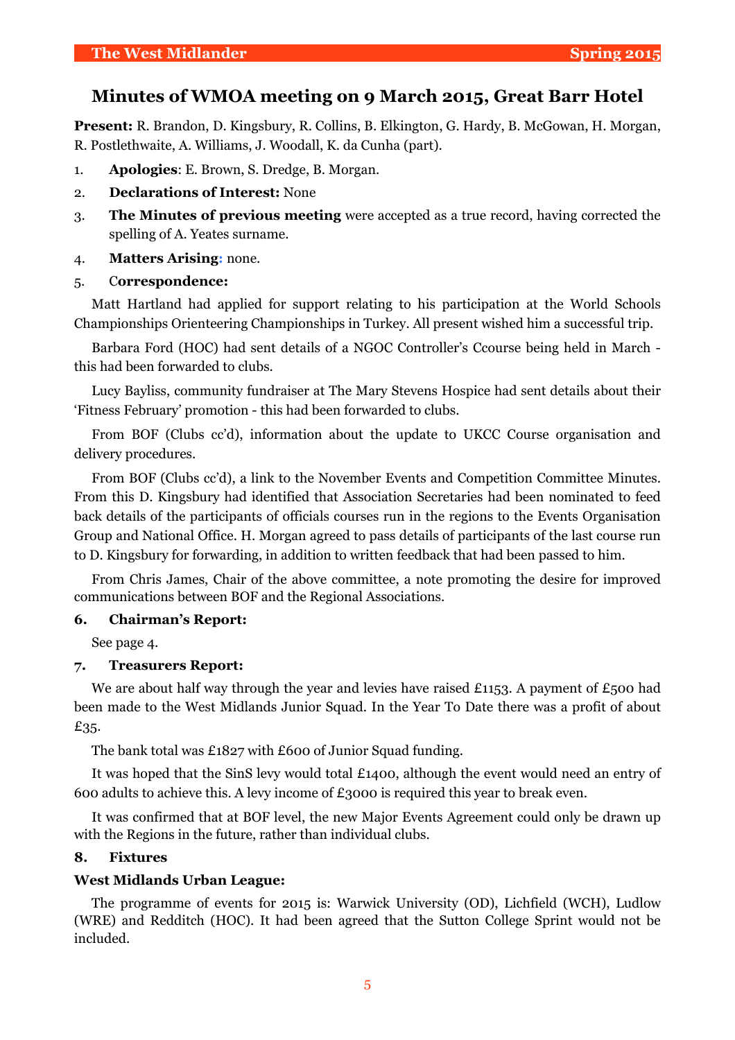## Minutes of WMOA meeting on 9 March 2015, Great Barr Hotel

**Present:** R. Brandon, D. Kingsbury, R. Collins, B. Elkington, G. Hardy, B. McGowan, H. Morgan, R. Postlethwaite, A. Williams, J. Woodall, K. da Cunha (part).

1. **Apologies**: E. Brown, S. Dredge, B. Morgan.
2. **Declarations of Interest:** None
3. **The Minutes of previous meeting** were accepted as a true record, having corrected the spelling of A. Yeates surname.
4. **Matters Arising:** none.
5. C**orrespondence:**

Matt Hartland had applied for support relating to his participation at the World Schools Championships Orienteering Championships in Turkey. All present wished him a successful trip.

Barbara Ford (HOC) had sent details of a NGOC Controller's Ccourse being held in March - this had been forwarded to clubs.

Lucy Bayliss, community fundraiser at The Mary Stevens Hospice had sent details about their 'Fitness February' promotion - this had been forwarded to clubs.

From BOF (Clubs cc'd), information about the update to UKCC Course organisation and delivery procedures.

From BOF (Clubs cc'd), a link to the November Events and Competition Committee Minutes. From this D. Kingsbury had identified that Association Secretaries had been nominated to feed back details of the participants of officials courses run in the regions to the Events Organisation Group and National Office. H. Morgan agreed to pass details of participants of the last course run to D. Kingsbury for forwarding, in addition to written feedback that had been passed to him.

From Chris James, Chair of the above committee, a note promoting the desire for improved communications between BOF and the Regional Associations.

**6. Chairman's Report:**

See page 4.

**7. Treasurers Report:**

We are about half way through the year and levies have raised £1153. A payment of £500 had been made to the West Midlands Junior Squad. In the Year To Date there was a profit of about £35.

The bank total was £1827 with £600 of Junior Squad funding.

It was hoped that the SinS levy would total £1400, although the event would need an entry of 600 adults to achieve this. A levy income of £3000 is required this year to break even.

It was confirmed that at BOF level, the new Major Events Agreement could only be drawn up with the Regions in the future, rather than individual clubs.

**8. Fixtures**

**West Midlands Urban League:**

The programme of events for 2015 is: Warwick University (OD), Lichfield (WCH), Ludlow (WRE) and Redditch (HOC). It had been agreed that the Sutton College Sprint would not be included.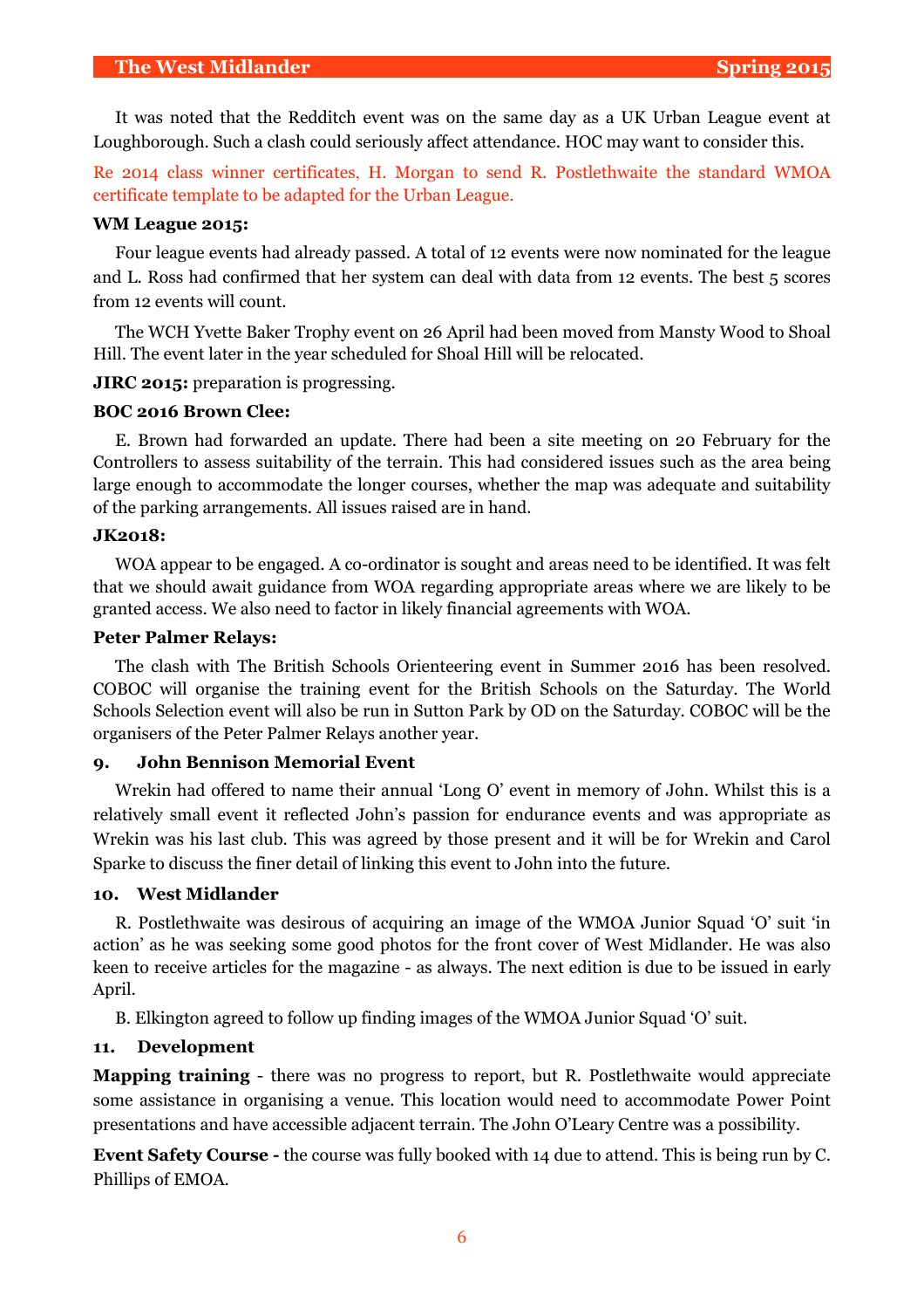It was noted that the Redditch event was on the same day as a UK Urban League event at Loughborough. Such a clash could seriously affect attendance. HOC may want to consider this.

Re 2014 class winner certificates, H. Morgan to send R. Postlethwaite the standard WMOA certificate template to be adapted for the Urban League.

**WM League 2015:**

Four league events had already passed. A total of 12 events were now nominated for the league and L. Ross had confirmed that her system can deal with data from 12 events. The best 5 scores from 12 events will count.

The WCH Yvette Baker Trophy event on 26 April had been moved from Mansty Wood to Shoal Hill. The event later in the year scheduled for Shoal Hill will be relocated.

**JIRC 2015:** preparation is progressing.

**BOC 2016 Brown Clee:**

E. Brown had forwarded an update. There had been a site meeting on 20 February for the Controllers to assess suitability of the terrain. This had considered issues such as the area being large enough to accommodate the longer courses, whether the map was adequate and suitability of the parking arrangements. All issues raised are in hand.

**JK2018:**

WOA appear to be engaged. A co-ordinator is sought and areas need to be identified. It was felt that we should await guidance from WOA regarding appropriate areas where we are likely to be granted access. We also need to factor in likely financial agreements with WOA.

**Peter Palmer Relays:**

The clash with The British Schools Orienteering event in Summer 2016 has been resolved. COBOC will organise the training event for the British Schools on the Saturday. The World Schools Selection event will also be run in Sutton Park by OD on the Saturday. COBOC will be the organisers of the Peter Palmer Relays another year.

## 9. John Bennison Memorial Event

Wrekin had offered to name their annual 'Long O' event in memory of John. Whilst this is a relatively small event it reflected John's passion for endurance events and was appropriate as Wrekin was his last club. This was agreed by those present and it will be for Wrekin and Carol Sparke to discuss the finer detail of linking this event to John into the future.

## 10. West Midlander

R. Postlethwaite was desirous of acquiring an image of the WMOA Junior Squad 'O' suit 'in action' as he was seeking some good photos for the front cover of West Midlander. He was also keen to receive articles for the magazine - as always. The next edition is due to be issued in early April.

B. Elkington agreed to follow up finding images of the WMOA Junior Squad 'O' suit.

## 11. Development

**Mapping training** - there was no progress to report, but R. Postlethwaite would appreciate some assistance in organising a venue. This location would need to accommodate Power Point presentations and have accessible adjacent terrain. The John O'Leary Centre was a possibility.

**Event Safety Course -** the course was fully booked with 14 due to attend. This is being run by C. Phillips of EMOA.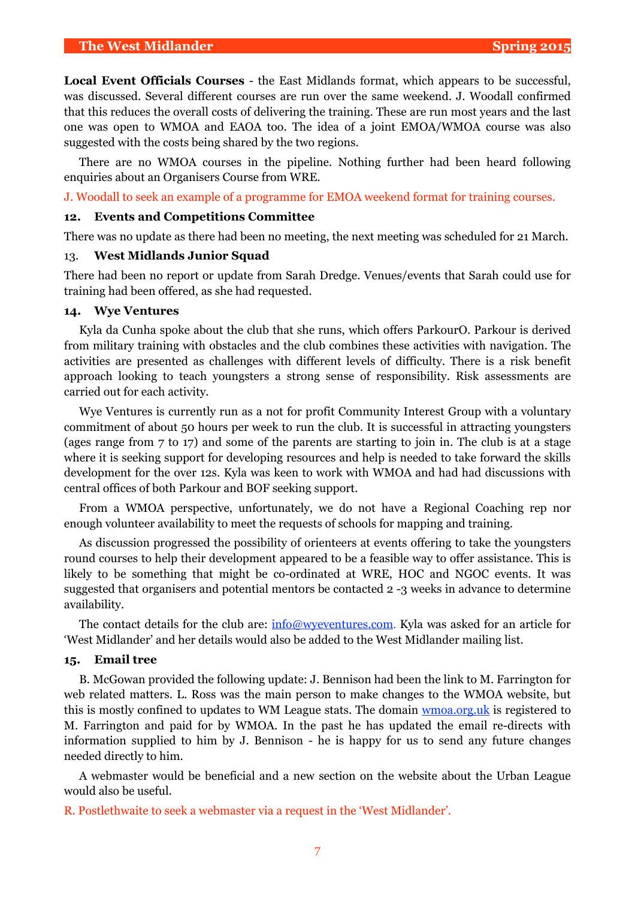**Local Event Officials Courses** - the East Midlands format, which appears to be successful, was discussed. Several different courses are run over the same weekend. J. Woodall confirmed that this reduces the overall costs of delivering the training. These are run most years and the last one was open to WMOA and EAOA too. The idea of a joint EMOA/WMOA course was also suggested with the costs being shared by the two regions.

There are no WMOA courses in the pipeline. Nothing further had been heard following enquiries about an Organisers Course from WRE.

J. Woodall to seek an example of a programme for EMOA weekend format for training courses.

### 12. Events and Competitions Committee

There was no update as there had been no meeting, the next meeting was scheduled for 21 March.

### 13. West Midlands Junior Squad

There had been no report or update from Sarah Dredge. Venues/events that Sarah could use for training had been offered, as she had requested.

### 14. Wye Ventures

Kyla da Cunha spoke about the club that she runs, which offers ParkourO. Parkour is derived from military training with obstacles and the club combines these activities with navigation. The activities are presented as challenges with different levels of difficulty. There is a risk benefit approach looking to teach youngsters a strong sense of responsibility. Risk assessments are carried out for each activity.

Wye Ventures is currently run as a not for profit Community Interest Group with a voluntary commitment of about 50 hours per week to run the club. It is successful in attracting youngsters (ages range from 7 to 17) and some of the parents are starting to join in. The club is at a stage where it is seeking support for developing resources and help is needed to take forward the skills development for the over 12s. Kyla was keen to work with WMOA and had had discussions with central offices of both Parkour and BOF seeking support.

From a WMOA perspective, unfortunately, we do not have a Regional Coaching rep nor enough volunteer availability to meet the requests of schools for mapping and training.

As discussion progressed the possibility of orienteers at events offering to take the youngsters round courses to help their development appeared to be a feasible way to offer assistance. This is likely to be something that might be co-ordinated at WRE, HOC and NGOC events. It was suggested that organisers and potential mentors be contacted 2 -3 weeks in advance to determine availability.

The contact details for the club are: info@wyeventures.com. Kyla was asked for an article for 'West Midlander' and her details would also be added to the West Midlander mailing list.

### 15. Email tree

B. McGowan provided the following update: J. Bennison had been the link to M. Farrington for web related matters. L. Ross was the main person to make changes to the WMOA website, but this is mostly confined to updates to WM League stats. The domain wmoa.org.uk is registered to M. Farrington and paid for by WMOA. In the past he has updated the email re-directs with information supplied to him by J. Bennison - he is happy for us to send any future changes needed directly to him.

A webmaster would be beneficial and a new section on the website about the Urban League would also be useful.

R. Postlethwaite to seek a webmaster via a request in the 'West Midlander'.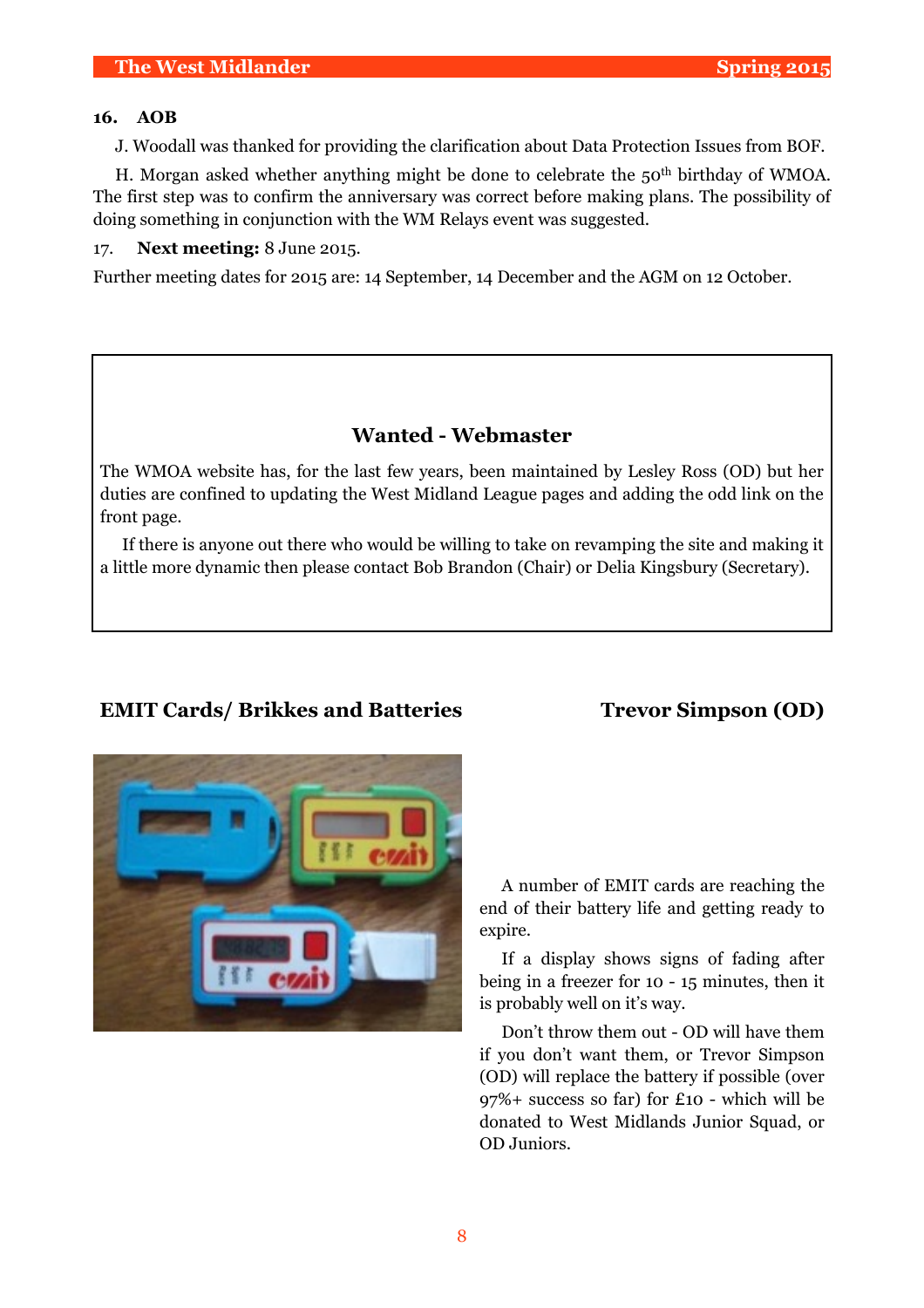**16. AOB**

J. Woodall was thanked for providing the clarification about Data Protection Issues from BOF.

H. Morgan asked whether anything might be done to celebrate the 50th birthday of WMOA. The first step was to confirm the anniversary was correct before making plans. The possibility of doing something in conjunction with the WM Relays event was suggested.

17. **Next meeting:** 8 June 2015.

Further meeting dates for 2015 are: 14 September, 14 December and the AGM on 12 October.

## Wanted - Webmaster

The WMOA website has, for the last few years, been maintained by Lesley Ross (OD) but her duties are confined to updating the West Midland League pages and adding the odd link on the front page.

If there is anyone out there who would be willing to take on revamping the site and making it a little more dynamic then please contact Bob Brandon (Chair) or Delia Kingsbury (Secretary).

## EMIT Cards/ Brikkes and Batteries

**Trevor Simpson (OD)**

A number of EMIT cards are reaching the end of their battery life and getting ready to expire.

If a display shows signs of fading after being in a freezer for 10 - 15 minutes, then it is probably well on it's way.

Don't throw them out - OD will have them if you don't want them, or Trevor Simpson (OD) will replace the battery if possible (over 97%+ success so far) for £10 - which will be donated to West Midlands Junior Squad, or OD Juniors.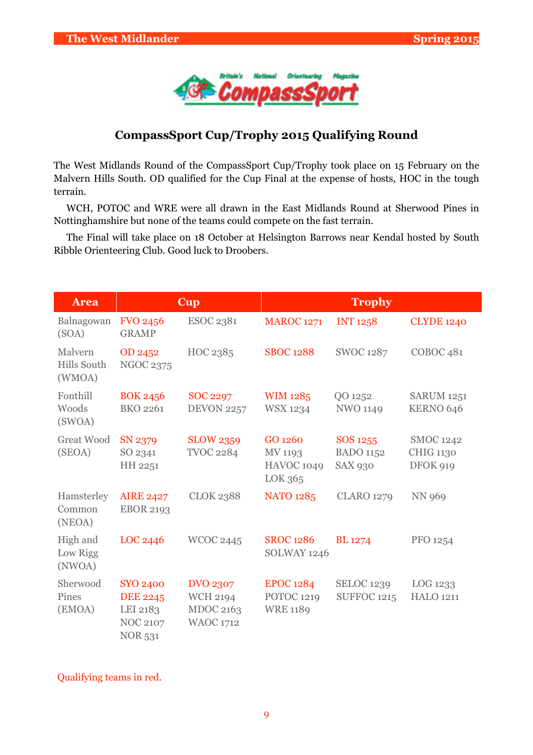## CompassSport Cup/Trophy 2015 Qualifying Round

The West Midlands Round of the CompassSport Cup/Trophy took place on 15 February on the Malvern Hills South. OD qualified for the Cup Final at the expense of hosts, HOC in the tough terrain.

WCH, POTOC and WRE were all drawn in the East Midlands Round at Sherwood Pines in Nottinghamshire but none of the teams could compete on the fast terrain.

The Final will take place on 18 October at Helsington Barrows near Kendal hosted by South Ribble Orienteering Club. Good luck to Droobers.

| Area | Cup | | Trophy | | |
|---|---|---|---|---|---|
| Balnagowan (SOA) | FVO 2456<br>GRAMP | ESOC 2381 | MAROC 1271 | INT 1258 | CLYDE 1240 |
| Malvern Hills South (WMOA) | OD 2452<br>NGOC 2375 | HOC 2385 | SBOC 1288 | SWOC 1287 | COBOC 481 |
| Fonthill Woods (SWOA) | BOK 2456<br>BKO 2261 | SOC 2297<br>DEVON 2257 | WIM 1285<br>WSX 1234 | QO 1252<br>NWO 1149 | SARUM 1251<br>KERNO 646 |
| Great Wood (SEOA) | SN 2379<br>SO 2341<br>HH 2251 | SLOW 2359<br>TVOC 2284 | GO 1260<br>MV 1193<br>HAVOC 1049<br>LOK 365 | SOS 1255<br>BADO 1152<br>SAX 930 | SMOC 1242<br>CHIG 1130<br>DFOK 919 |
| Hamsterley Common (NEOA) | AIRE 2427<br>EBOR 2193 | CLOK 2388 | NATO 1285 | CLARO 1279 | NN 969 |
| High and Low Rigg (NWOA) | LOC 2446 | WCOC 2445 | SROC 1286<br>SOLWAY 1246 | BL 1274 | PFO 1254 |
| Sherwood Pines (EMOA) | SYO 2400<br>DEE 2245<br>LEI 2183<br>NOC 2107<br>NOR 531 | DVO 2307<br>WCH 2194<br>MDOC 2163<br>WAOC 1712 | EPOC 1284<br>POTOC 1219<br>WRE 1189 | SELOC 1239<br>SUFFOC 1215 | LOG 1233<br>HALO 1211 |

Qualifying teams in red.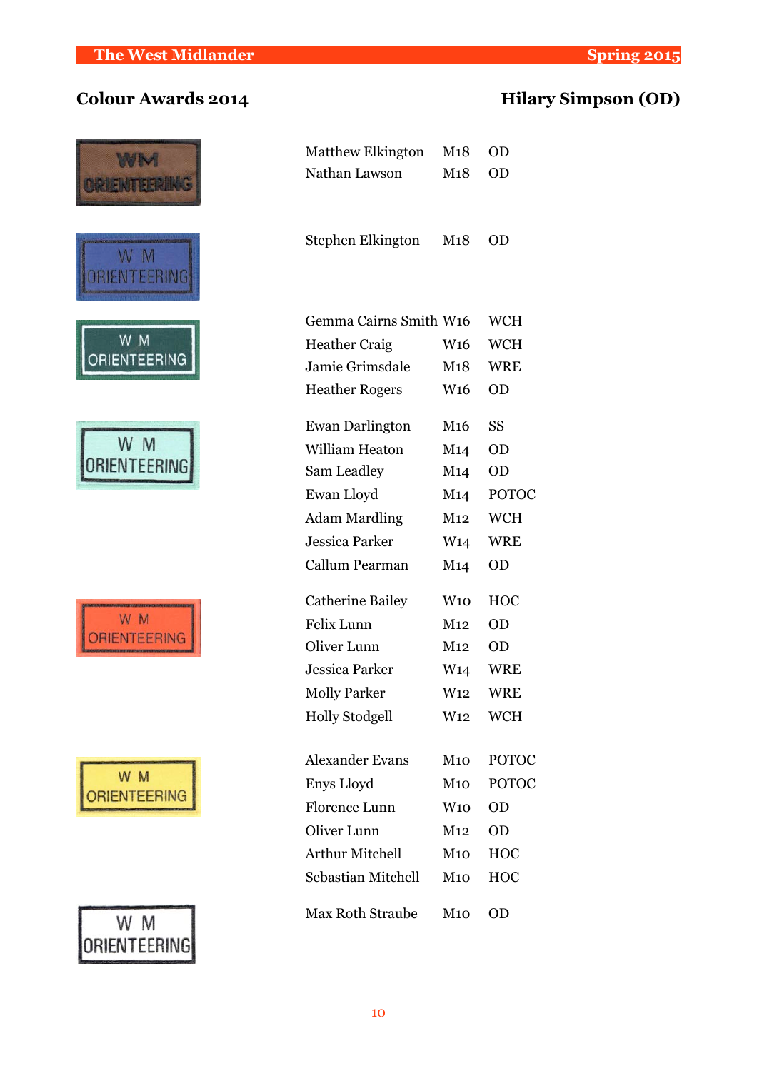## Colour Awards 2014

**Hilary Simpson (OD)**

Matthew Elkington M18 OD
Nathan Lawson M18 OD

Stephen Elkington M18 OD

Gemma Cairns Smith W16 WCH
Heather Craig W16 WCH
Jamie Grimsdale M18 WRE
Heather Rogers W16 OD

Ewan Darlington M16 SS
William Heaton M14 OD
Sam Leadley M14 OD
Ewan Lloyd M14 POTOC
Adam Mardling M12 WCH
Jessica Parker W14 WRE
Callum Pearman M14 OD

Catherine Bailey W10 HOC
Felix Lunn M12 OD
Oliver Lunn M12 OD
Jessica Parker W14 WRE
Molly Parker W12 WRE
Holly Stodgell W12 WCH

Alexander Evans M10 POTOC
Enys Lloyd M10 POTOC
Florence Lunn W10 OD
Oliver Lunn M12 OD
Arthur Mitchell M10 HOC
Sebastian Mitchell M10 HOC

Max Roth Straube M10 OD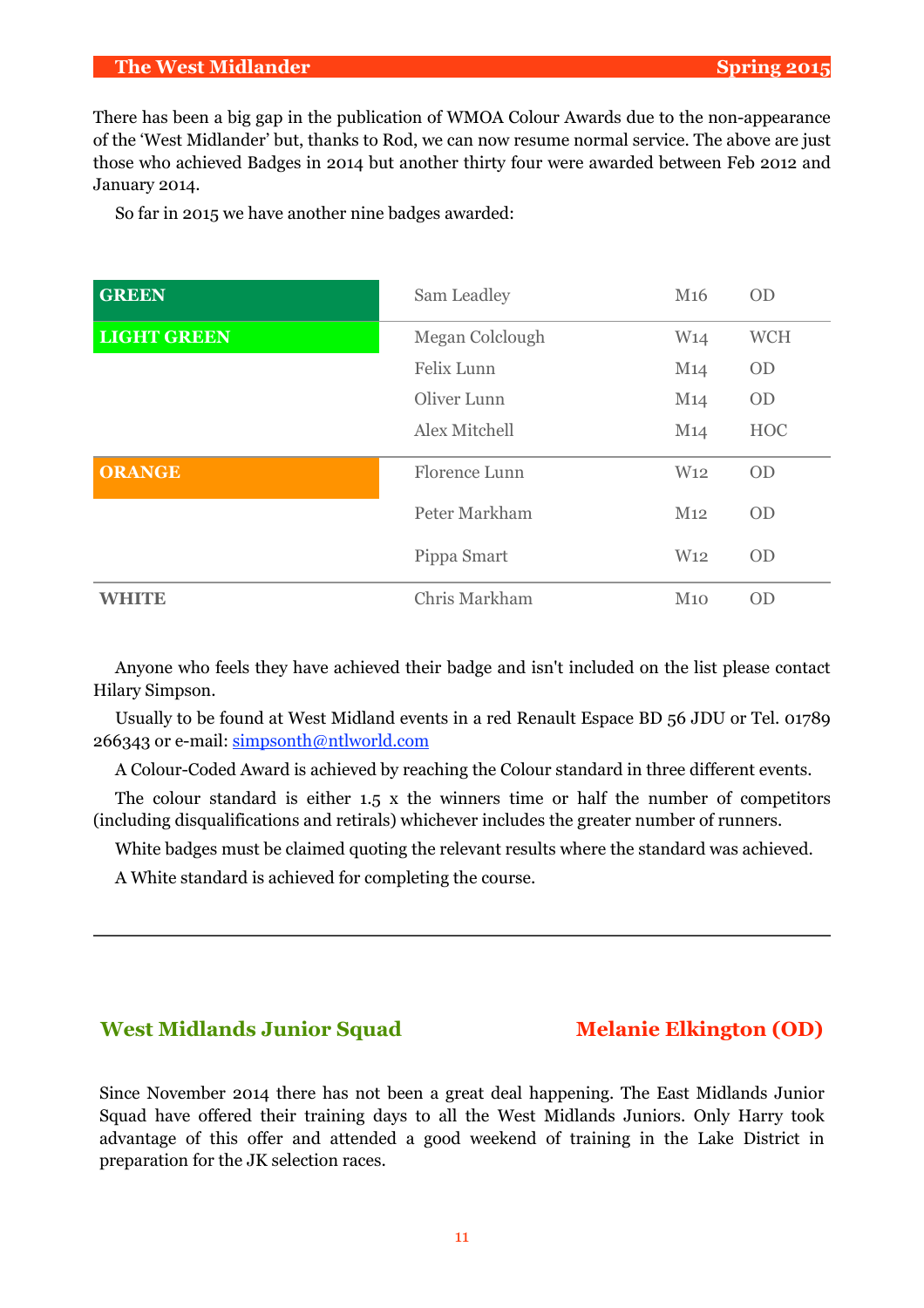There has been a big gap in the publication of WMOA Colour Awards due to the non-appearance of the 'West Midlander' but, thanks to Rod, we can now resume normal service. The above are just those who achieved Badges in 2014 but another thirty four were awarded between Feb 2012 and January 2014.

So far in 2015 we have another nine badges awarded:

| | | | |
|---|---|---|---|
| **GREEN** | Sam Leadley | M16 | OD |
| **LIGHT GREEN** | Megan Colclough | W14 | WCH |
| | Felix Lunn | M14 | OD |
| | Oliver Lunn | M14 | OD |
| | Alex Mitchell | M14 | HOC |
| **ORANGE** | Florence Lunn | W12 | OD |
| | Peter Markham | M12 | OD |
| | Pippa Smart | W12 | OD |
| **WHITE** | Chris Markham | M10 | OD |

Anyone who feels they have achieved their badge and isn't included on the list please contact Hilary Simpson.

Usually to be found at West Midland events in a red Renault Espace BD 56 JDU or Tel. 01789 266343 or e-mail: simpsonth@ntlworld.com

A Colour-Coded Award is achieved by reaching the Colour standard in three different events.

The colour standard is either 1.5 x the winners time or half the number of competitors (including disqualifications and retirals) whichever includes the greater number of runners.

White badges must be claimed quoting the relevant results where the standard was achieved.

A White standard is achieved for completing the course.

---

## West Midlands Junior Squad

**Melanie Elkington (OD)**

Since November 2014 there has not been a great deal happening. The East Midlands Junior Squad have offered their training days to all the West Midlands Juniors. Only Harry took advantage of this offer and attended a good weekend of training in the Lake District in preparation for the JK selection races.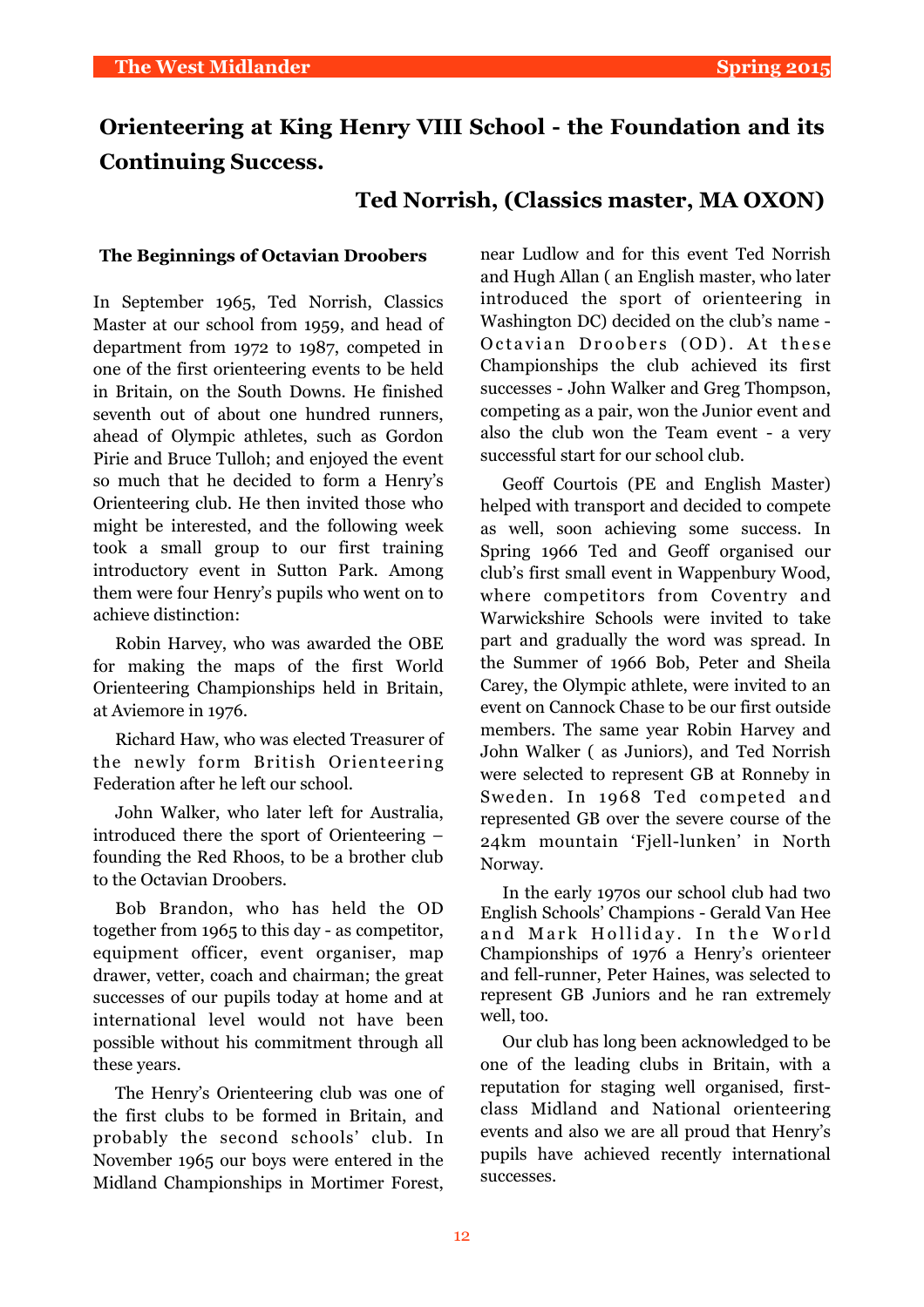# Orienteering at King Henry VIII School - the Foundation and its Continuing Success.

### Ted Norrish, (Classics master, MA OXON)

**The Beginnings of Octavian Droobers**

In September 1965, Ted Norrish, Classics Master at our school from 1959, and head of department from 1972 to 1987, competed in one of the first orienteering events to be held in Britain, on the South Downs. He finished seventh out of about one hundred runners, ahead of Olympic athletes, such as Gordon Pirie and Bruce Tulloh; and enjoyed the event so much that he decided to form a Henry's Orienteering club. He then invited those who might be interested, and the following week took a small group to our first training introductory event in Sutton Park. Among them were four Henry's pupils who went on to achieve distinction:

Robin Harvey, who was awarded the OBE for making the maps of the first World Orienteering Championships held in Britain, at Aviemore in 1976.

Richard Haw, who was elected Treasurer of the newly form British Orienteering Federation after he left our school.

John Walker, who later left for Australia, introduced there the sport of Orienteering – founding the Red Rhoos, to be a brother club to the Octavian Droobers.

Bob Brandon, who has held the OD together from 1965 to this day - as competitor, equipment officer, event organiser, map drawer, vetter, coach and chairman; the great successes of our pupils today at home and at international level would not have been possible without his commitment through all these years.

The Henry's Orienteering club was one of the first clubs to be formed in Britain, and probably the second schools' club. In November 1965 our boys were entered in the Midland Championships in Mortimer Forest, near Ludlow and for this event Ted Norrish and Hugh Allan ( an English master, who later introduced the sport of orienteering in Washington DC) decided on the club's name - Octavian Droobers (OD). At these Championships the club achieved its first successes - John Walker and Greg Thompson, competing as a pair, won the Junior event and also the club won the Team event - a very successful start for our school club.

Geoff Courtois (PE and English Master) helped with transport and decided to compete as well, soon achieving some success. In Spring 1966 Ted and Geoff organised our club's first small event in Wappenbury Wood, where competitors from Coventry and Warwickshire Schools were invited to take part and gradually the word was spread. In the Summer of 1966 Bob, Peter and Sheila Carey, the Olympic athlete, were invited to an event on Cannock Chase to be our first outside members. The same year Robin Harvey and John Walker ( as Juniors), and Ted Norrish were selected to represent GB at Ronneby in Sweden. In 1968 Ted competed and represented GB over the severe course of the 24km mountain 'Fjell-lunken' in North Norway.

In the early 1970s our school club had two English Schools' Champions - Gerald Van Hee and Mark Holliday. In the World Championships of 1976 a Henry's orienteer and fell-runner, Peter Haines, was selected to represent GB Juniors and he ran extremely well, too.

Our club has long been acknowledged to be one of the leading clubs in Britain, with a reputation for staging well organised, first-class Midland and National orienteering events and also we are all proud that Henry's pupils have achieved recently international successes.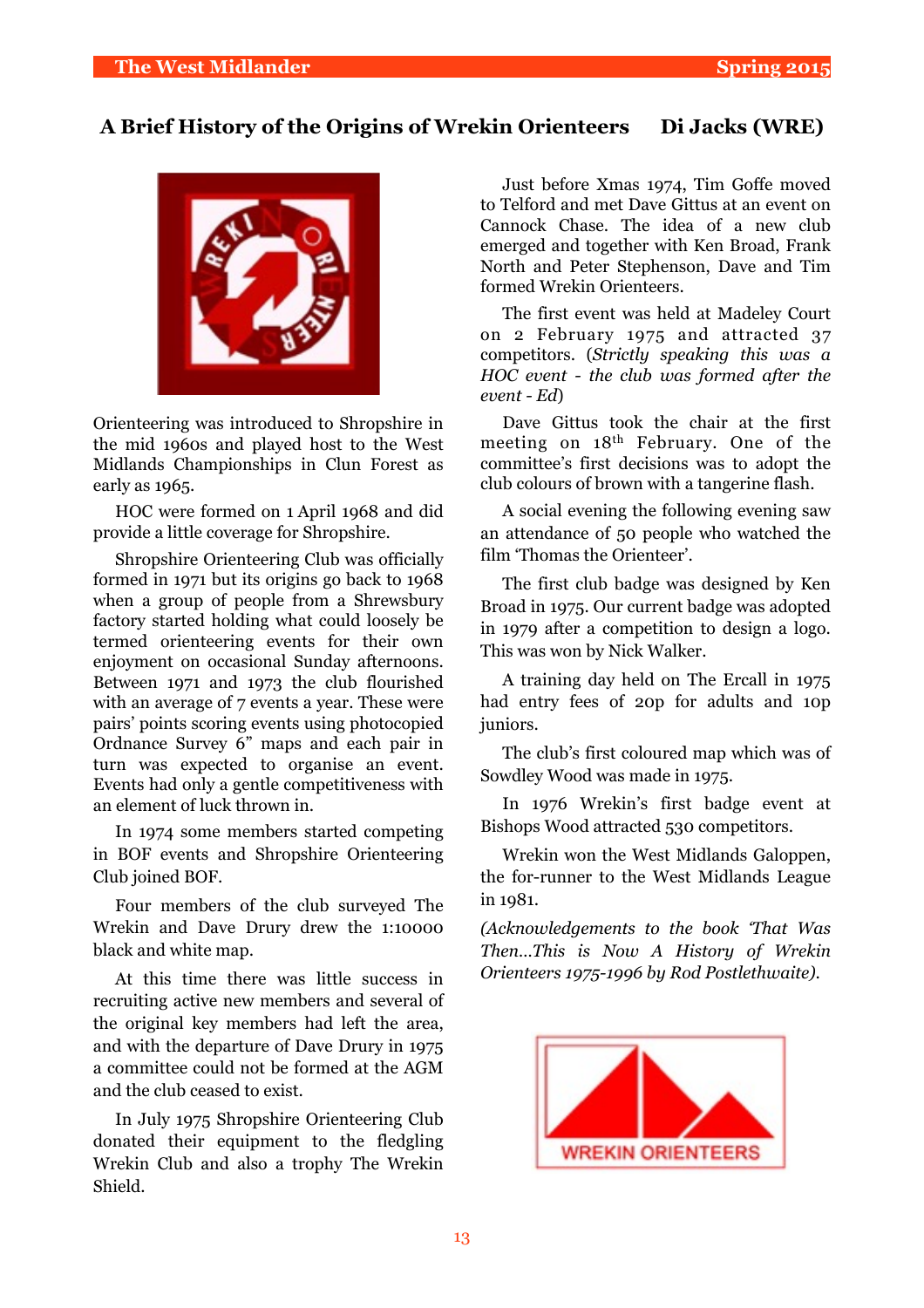## A Brief History of the Origins of Wrekin Orienteers Di Jacks (WRE)

Orienteering was introduced to Shropshire in the mid 1960s and played host to the West Midlands Championships in Clun Forest as early as 1965.

HOC were formed on 1 April 1968 and did provide a little coverage for Shropshire.

Shropshire Orienteering Club was officially formed in 1971 but its origins go back to 1968 when a group of people from a Shrewsbury factory started holding what could loosely be termed orienteering events for their own enjoyment on occasional Sunday afternoons. Between 1971 and 1973 the club flourished with an average of 7 events a year. These were pairs' points scoring events using photocopied Ordnance Survey 6" maps and each pair in turn was expected to organise an event. Events had only a gentle competitiveness with an element of luck thrown in.

In 1974 some members started competing in BOF events and Shropshire Orienteering Club joined BOF.

Four members of the club surveyed The Wrekin and Dave Drury drew the 1:10000 black and white map.

At this time there was little success in recruiting active new members and several of the original key members had left the area, and with the departure of Dave Drury in 1975 a committee could not be formed at the AGM and the club ceased to exist.

In July 1975 Shropshire Orienteering Club donated their equipment to the fledgling Wrekin Club and also a trophy The Wrekin Shield.

Just before Xmas 1974, Tim Goffe moved to Telford and met Dave Gittus at an event on Cannock Chase. The idea of a new club emerged and together with Ken Broad, Frank North and Peter Stephenson, Dave and Tim formed Wrekin Orienteers.

The first event was held at Madeley Court on 2 February 1975 and attracted 37 competitors. (*Strictly speaking this was a HOC event - the club was formed after the event - Ed*)

Dave Gittus took the chair at the first meeting on 18th February. One of the committee's first decisions was to adopt the club colours of brown with a tangerine flash.

A social evening the following evening saw an attendance of 50 people who watched the film 'Thomas the Orienteer'.

The first club badge was designed by Ken Broad in 1975. Our current badge was adopted in 1979 after a competition to design a logo. This was won by Nick Walker.

A training day held on The Ercall in 1975 had entry fees of 20p for adults and 10p juniors.

The club's first coloured map which was of Sowdley Wood was made in 1975.

In 1976 Wrekin's first badge event at Bishops Wood attracted 530 competitors.

Wrekin won the West Midlands Galoppen, the for-runner to the West Midlands League in 1981.

*(Acknowledgements to the book 'That Was Then...This is Now A History of Wrekin Orienteers 1975-1996 by Rod Postlethwaite).*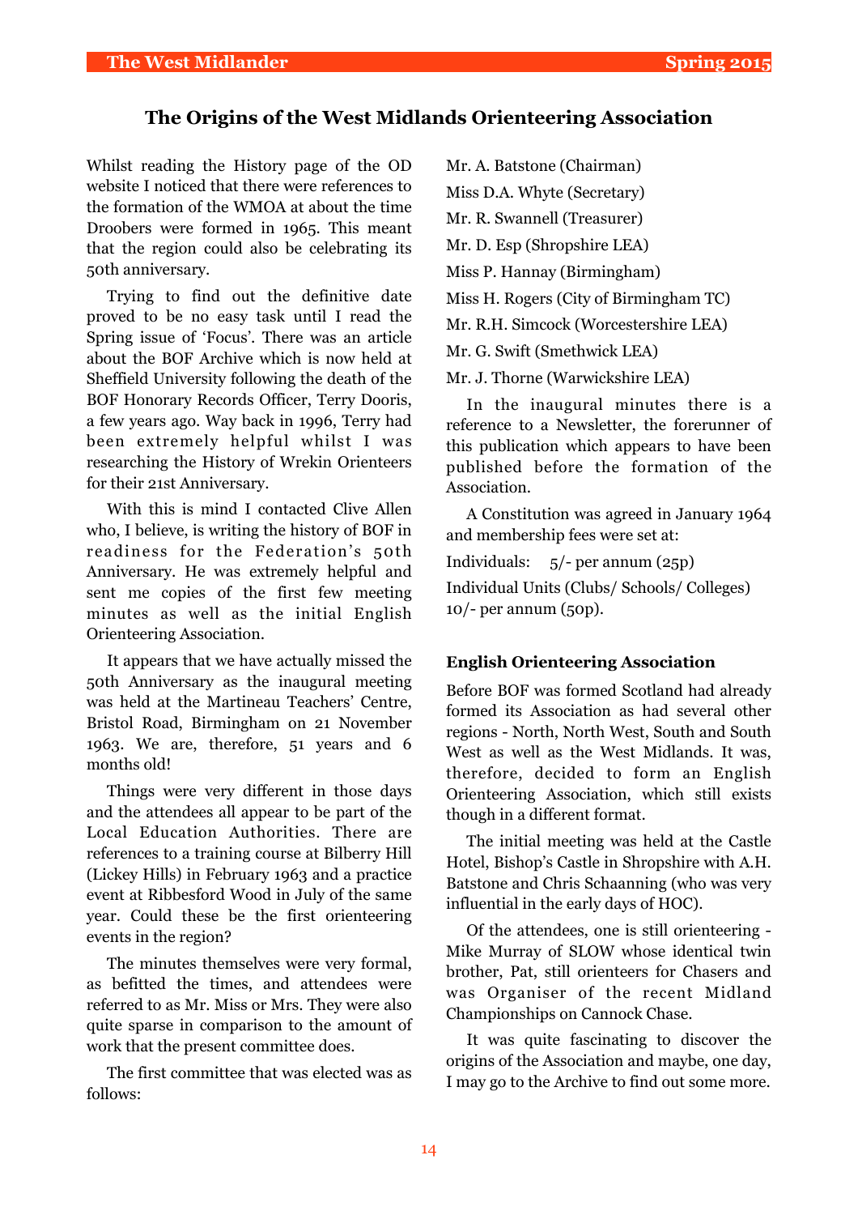# The Origins of the West Midlands Orienteering Association

Whilst reading the History page of the OD website I noticed that there were references to the formation of the WMOA at about the time Droobers were formed in 1965. This meant that the region could also be celebrating its 50th anniversary.

Trying to find out the definitive date proved to be no easy task until I read the Spring issue of 'Focus'. There was an article about the BOF Archive which is now held at Sheffield University following the death of the BOF Honorary Records Officer, Terry Dooris, a few years ago. Way back in 1996, Terry had been extremely helpful whilst I was researching the History of Wrekin Orienteers for their 21st Anniversary.

With this is mind I contacted Clive Allen who, I believe, is writing the history of BOF in readiness for the Federation's 50th Anniversary. He was extremely helpful and sent me copies of the first few meeting minutes as well as the initial English Orienteering Association.

It appears that we have actually missed the 50th Anniversary as the inaugural meeting was held at the Martineau Teachers' Centre, Bristol Road, Birmingham on 21 November 1963. We are, therefore, 51 years and 6 months old!

Things were very different in those days and the attendees all appear to be part of the Local Education Authorities. There are references to a training course at Bilberry Hill (Lickey Hills) in February 1963 and a practice event at Ribbesford Wood in July of the same year. Could these be the first orienteering events in the region?

The minutes themselves were very formal, as befitted the times, and attendees were referred to as Mr. Miss or Mrs. They were also quite sparse in comparison to the amount of work that the present committee does.

The first committee that was elected was as follows:

Mr. A. Batstone (Chairman)

Miss D.A. Whyte (Secretary)

Mr. R. Swannell (Treasurer)

Mr. D. Esp (Shropshire LEA)

Miss P. Hannay (Birmingham)

Miss H. Rogers (City of Birmingham TC)

Mr. R.H. Simcock (Worcestershire LEA)

Mr. G. Swift (Smethwick LEA)

Mr. J. Thorne (Warwickshire LEA)

In the inaugural minutes there is a reference to a Newsletter, the forerunner of this publication which appears to have been published before the formation of the Association.

A Constitution was agreed in January 1964 and membership fees were set at:

Individuals: 5/- per annum (25p)

Individual Units (Clubs/ Schools/ Colleges) 10/- per annum (50p).

### English Orienteering Association

Before BOF was formed Scotland had already formed its Association as had several other regions - North, North West, South and South West as well as the West Midlands. It was, therefore, decided to form an English Orienteering Association, which still exists though in a different format.

The initial meeting was held at the Castle Hotel, Bishop's Castle in Shropshire with A.H. Batstone and Chris Schaanning (who was very influential in the early days of HOC).

Of the attendees, one is still orienteering - Mike Murray of SLOW whose identical twin brother, Pat, still orienteers for Chasers and was Organiser of the recent Midland Championships on Cannock Chase.

It was quite fascinating to discover the origins of the Association and maybe, one day, I may go to the Archive to find out some more.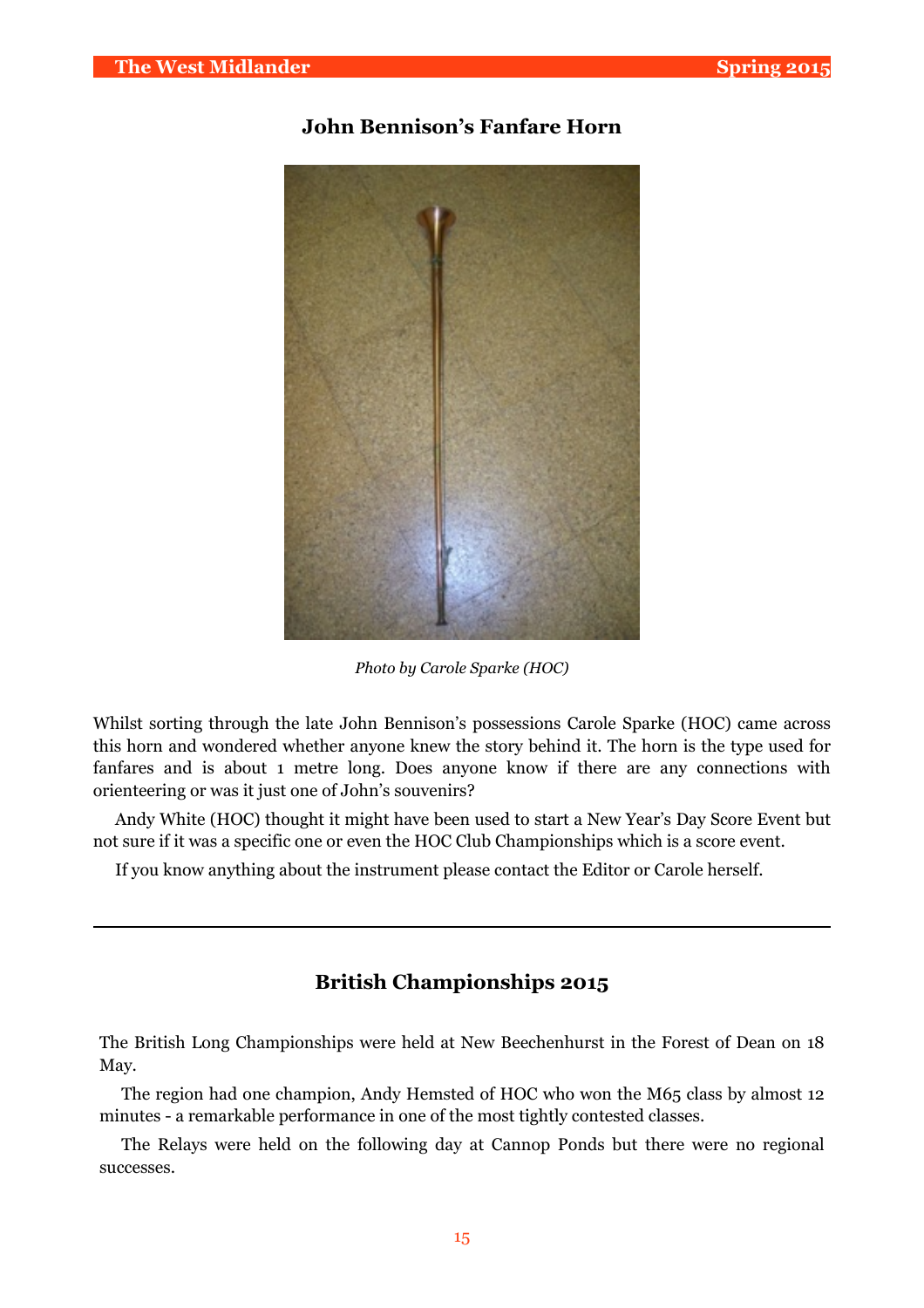## John Bennison's Fanfare Horn

*Photo by Carole Sparke (HOC)*

Whilst sorting through the late John Bennison's possessions Carole Sparke (HOC) came across this horn and wondered whether anyone knew the story behind it. The horn is the type used for fanfares and is about 1 metre long. Does anyone know if there are any connections with orienteering or was it just one of John's souvenirs?

Andy White (HOC) thought it might have been used to start a New Year's Day Score Event but not sure if it was a specific one or even the HOC Club Championships which is a score event.

If you know anything about the instrument please contact the Editor or Carole herself.

---

## British Championships 2015

The British Long Championships were held at New Beechenhurst in the Forest of Dean on 18 May.

The region had one champion, Andy Hemsted of HOC who won the M65 class by almost 12 minutes - a remarkable performance in one of the most tightly contested classes.

The Relays were held on the following day at Cannop Ponds but there were no regional successes.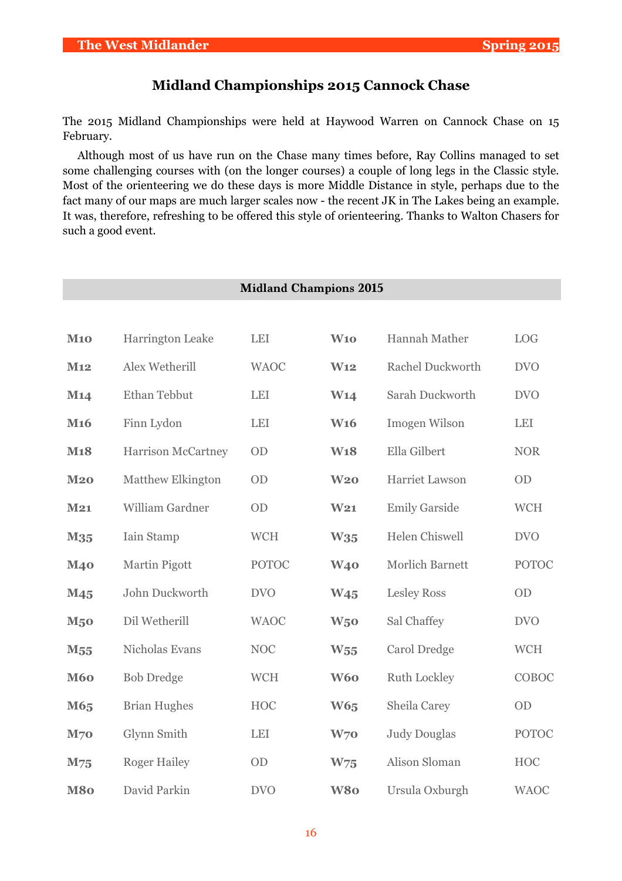# Midland Championships 2015 Cannock Chase

The 2015 Midland Championships were held at Haywood Warren on Cannock Chase on 15 February.

Although most of us have run on the Chase many times before, Ray Collins managed to set some challenging courses with (on the longer courses) a couple of long legs in the Classic style. Most of the orienteering we do these days is more Middle Distance in style, perhaps due to the fact many of our maps are much larger scales now - the recent JK in The Lakes being an example. It was, therefore, refreshing to be offered this style of orienteering. Thanks to Walton Chasers for such a good event.

## Midland Champions 2015

| | | | | | |
|---|---|---|---|---|---|
| **M10** | Harrington Leake | LEI | **W10** | Hannah Mather | LOG |
| **M12** | Alex Wetherill | WAOC | **W12** | Rachel Duckworth | DVO |
| **M14** | Ethan Tebbut | LEI | **W14** | Sarah Duckworth | DVO |
| **M16** | Finn Lydon | LEI | **W16** | Imogen Wilson | LEI |
| **M18** | Harrison McCartney | OD | **W18** | Ella Gilbert | NOR |
| **M20** | Matthew Elkington | OD | **W20** | Harriet Lawson | OD |
| **M21** | William Gardner | OD | **W21** | Emily Garside | WCH |
| **M35** | Iain Stamp | WCH | **W35** | Helen Chiswell | DVO |
| **M40** | Martin Pigott | POTOC | **W40** | Morlich Barnett | POTOC |
| **M45** | John Duckworth | DVO | **W45** | Lesley Ross | OD |
| **M50** | Dil Wetherill | WAOC | **W50** | Sal Chaffey | DVO |
| **M55** | Nicholas Evans | NOC | **W55** | Carol Dredge | WCH |
| **M60** | Bob Dredge | WCH | **W60** | Ruth Lockley | COBOC |
| **M65** | Brian Hughes | HOC | **W65** | Sheila Carey | OD |
| **M70** | Glynn Smith | LEI | **W70** | Judy Douglas | POTOC |
| **M75** | Roger Hailey | OD | **W75** | Alison Sloman | HOC |
| **M80** | David Parkin | DVO | **W80** | Ursula Oxburgh | WAOC |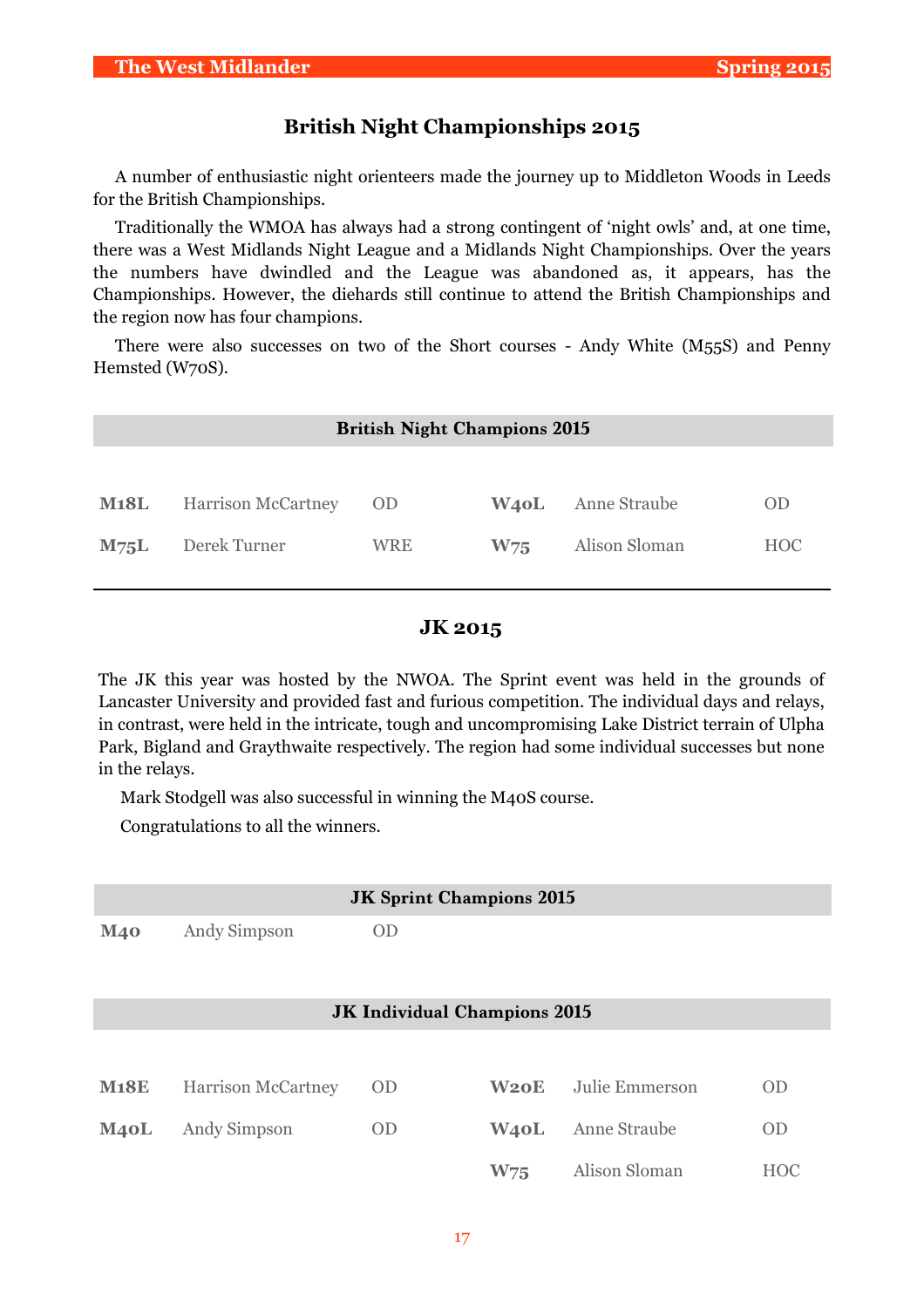## British Night Championships 2015

A number of enthusiastic night orienteers made the journey up to Middleton Woods in Leeds for the British Championships.

Traditionally the WMOA has always had a strong contingent of 'night owls' and, at one time, there was a West Midlands Night League and a Midlands Night Championships. Over the years the numbers have dwindled and the League was abandoned as, it appears, has the Championships. However, the diehards still continue to attend the British Championships and the region now has four champions.

There were also successes on two of the Short courses - Andy White (M55S) and Penny Hemsted (W70S).

| British Night Champions 2015 | | | | | |
|---|---|---|---|---|---|
| **M18L** | Harrison McCartney | OD | **W40L** | Anne Straube | OD |
| **M75L** | Derek Turner | WRE | **W75** | Alison Sloman | HOC |

## JK 2015

The JK this year was hosted by the NWOA. The Sprint event was held in the grounds of Lancaster University and provided fast and furious competition. The individual days and relays, in contrast, were held in the intricate, tough and uncompromising Lake District terrain of Ulpha Park, Bigland and Graythwaite respectively. The region had some individual successes but none in the relays.

Mark Stodgell was also successful in winning the M40S course.

Congratulations to all the winners.

| JK Sprint Champions 2015 | | |
|---|---|---|
| **M40** | Andy Simpson | OD |

| JK Individual Champions 2015 | | | | | |
|---|---|---|---|---|---|
| **M18E** | Harrison McCartney | OD | **W20E** | Julie Emmerson | OD |
| **M40L** | Andy Simpson | OD | **W40L** | Anne Straube | OD |
| | | | **W75** | Alison Sloman | HOC |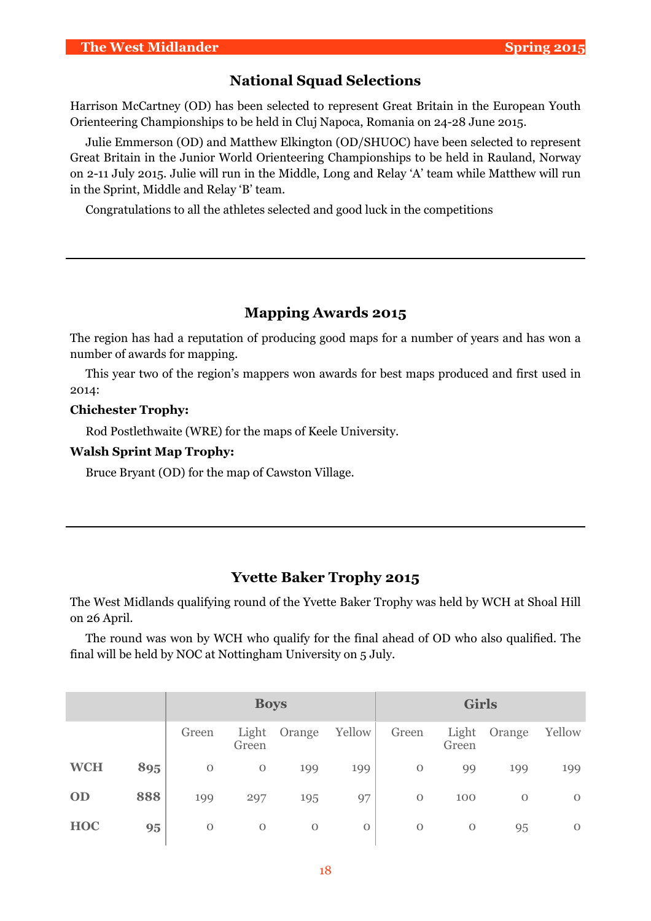## National Squad Selections

Harrison McCartney (OD) has been selected to represent Great Britain in the European Youth Orienteering Championships to be held in Cluj Napoca, Romania on 24-28 June 2015.

Julie Emmerson (OD) and Matthew Elkington (OD/SHUOC) have been selected to represent Great Britain in the Junior World Orienteering Championships to be held in Rauland, Norway on 2-11 July 2015. Julie will run in the Middle, Long and Relay 'A' team while Matthew will run in the Sprint, Middle and Relay 'B' team.

Congratulations to all the athletes selected and good luck in the competitions

---

## Mapping Awards 2015

The region has had a reputation of producing good maps for a number of years and has won a number of awards for mapping.

This year two of the region's mappers won awards for best maps produced and first used in 2014:

**Chichester Trophy:**

Rod Postlethwaite (WRE) for the maps of Keele University.

**Walsh Sprint Map Trophy:**

Bruce Bryant (OD) for the map of Cawston Village.

---

## Yvette Baker Trophy 2015

The West Midlands qualifying round of the Yvette Baker Trophy was held by WCH at Shoal Hill on 26 April.

The round was won by WCH who qualify for the final ahead of OD who also qualified. The final will be held by NOC at Nottingham University on 5 July.

| | | Boys | | | | Girls | | | |
|---|---|---|---|---|---|---|---|---|---|
| | | Green | Light Green | Orange | Yellow | Green | Light Green | Orange | Yellow |
| **WCH** | **895** | 0 | 0 | 199 | 199 | 0 | 99 | 199 | 199 |
| **OD** | **888** | 199 | 297 | 195 | 97 | 0 | 100 | 0 | 0 |
| **HOC** | **95** | 0 | 0 | 0 | 0 | 0 | 0 | 95 | 0 |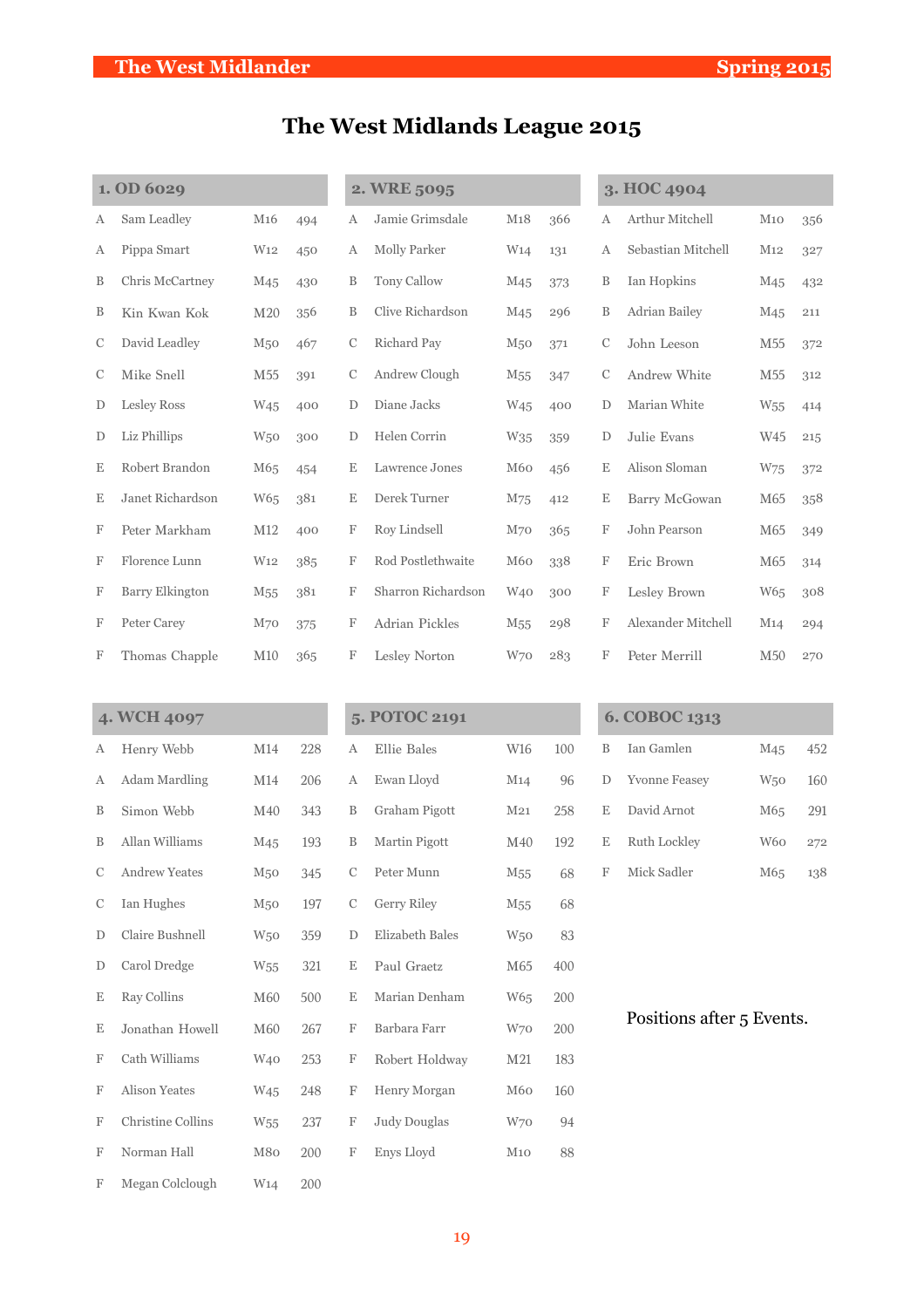# The West Midlands League 2015

## 1. OD 6029

| | | | |
|---|---|---|---|
| A | Sam Leadley | M16 | 494 |
| A | Pippa Smart | W12 | 450 |
| B | Chris McCartney | M45 | 430 |
| B | Kin Kwan Kok | M20 | 356 |
| C | David Leadley | M50 | 467 |
| C | Mike Snell | M55 | 391 |
| D | Lesley Ross | W45 | 400 |
| D | Liz Phillips | W50 | 300 |
| E | Robert Brandon | M65 | 454 |
| E | Janet Richardson | W65 | 381 |
| F | Peter Markham | M12 | 400 |
| F | Florence Lunn | W12 | 385 |
| F | Barry Elkington | M55 | 381 |
| F | Peter Carey | M70 | 375 |
| F | Thomas Chapple | M10 | 365 |

## 2. WRE 5095

| | | | |
|---|---|---|---|
| A | Jamie Grimsdale | M18 | 366 |
| A | Molly Parker | W14 | 131 |
| B | Tony Callow | M45 | 373 |
| B | Clive Richardson | M45 | 296 |
| C | Richard Pay | M50 | 371 |
| C | Andrew Clough | M55 | 347 |
| D | Diane Jacks | W45 | 400 |
| D | Helen Corrin | W35 | 359 |
| E | Lawrence Jones | M60 | 456 |
| E | Derek Turner | M75 | 412 |
| F | Roy Lindsell | M70 | 365 |
| F | Rod Postlethwaite | M60 | 338 |
| F | Sharron Richardson | W40 | 300 |
| F | Adrian Pickles | M55 | 298 |
| F | Lesley Norton | W70 | 283 |

## 3. HOC 4904

| | | | |
|---|---|---|---|
| A | Arthur Mitchell | M10 | 356 |
| A | Sebastian Mitchell | M12 | 327 |
| B | Ian Hopkins | M45 | 432 |
| B | Adrian Bailey | M45 | 211 |
| C | John Leeson | M55 | 372 |
| C | Andrew White | M55 | 312 |
| D | Marian White | W55 | 414 |
| D | Julie Evans | W45 | 215 |
| E | Alison Sloman | W75 | 372 |
| E | Barry McGowan | M65 | 358 |
| F | John Pearson | M65 | 349 |
| F | Eric Brown | M65 | 314 |
| F | Lesley Brown | W65 | 308 |
| F | Alexander Mitchell | M14 | 294 |
| F | Peter Merrill | M50 | 270 |

## 4. WCH 4097

| | | | |
|---|---|---|---|
| A | Henry Webb | M14 | 228 |
| A | Adam Mardling | M14 | 206 |
| B | Simon Webb | M40 | 343 |
| B | Allan Williams | M45 | 193 |
| C | Andrew Yeates | M50 | 345 |
| C | Ian Hughes | M50 | 197 |
| D | Claire Bushnell | W50 | 359 |
| D | Carol Dredge | W55 | 321 |
| E | Ray Collins | M60 | 500 |
| E | Jonathan Howell | M60 | 267 |
| F | Cath Williams | W40 | 253 |
| F | Alison Yeates | W45 | 248 |
| F | Christine Collins | W55 | 237 |
| F | Norman Hall | M80 | 200 |
| F | Megan Colclough | W14 | 200 |

## 5. POTOC 2191

| | | | |
|---|---|---|---|
| A | Ellie Bales | W16 | 100 |
| A | Ewan Lloyd | M14 | 96 |
| B | Graham Pigott | M21 | 258 |
| B | Martin Pigott | M40 | 192 |
| C | Peter Munn | M55 | 68 |
| C | Gerry Riley | M55 | 68 |
| D | Elizabeth Bales | W50 | 83 |
| E | Paul Graetz | M65 | 400 |
| E | Marian Denham | W65 | 200 |
| F | Barbara Farr | W70 | 200 |
| F | Robert Holdway | M21 | 183 |
| F | Henry Morgan | M60 | 160 |
| F | Judy Douglas | W70 | 94 |
| F | Enys Lloyd | M10 | 88 |

## 6. COBOC 1313

| | | | |
|---|---|---|---|
| B | Ian Gamlen | M45 | 452 |
| D | Yvonne Feasey | W50 | 160 |
| E | David Arnot | M65 | 291 |
| E | Ruth Lockley | W60 | 272 |
| F | Mick Sadler | M65 | 138 |

Positions after 5 Events.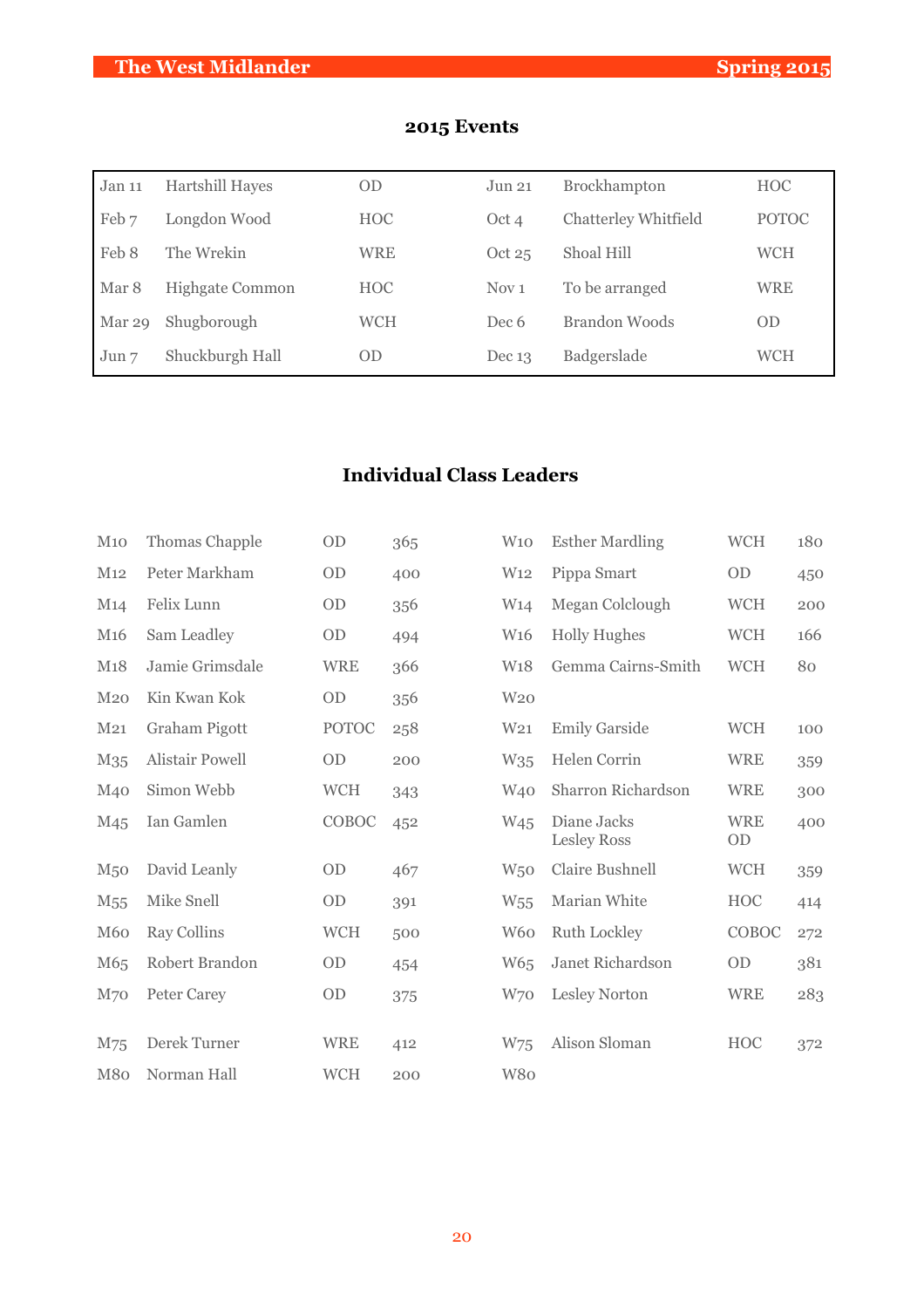## 2015 Events

| | | | | | |
|---|---|---|---|---|---|
| Jan 11 | Hartshill Hayes | OD | Jun 21 | Brockhampton | HOC |
| Feb 7 | Longdon Wood | HOC | Oct 4 | Chatterley Whitfield | POTOC |
| Feb 8 | The Wrekin | WRE | Oct 25 | Shoal Hill | WCH |
| Mar 8 | Highgate Common | HOC | Nov 1 | To be arranged | WRE |
| Mar 29 | Shugborough | WCH | Dec 6 | Brandon Woods | OD |
| Jun 7 | Shuckburgh Hall | OD | Dec 13 | Badgerslade | WCH |

## Individual Class Leaders

| | | | | | | | |
|---|---|---|---|---|---|---|---|
| M10 | Thomas Chapple | OD | 365 | W10 | Esther Mardling | WCH | 180 |
| M12 | Peter Markham | OD | 400 | W12 | Pippa Smart | OD | 450 |
| M14 | Felix Lunn | OD | 356 | W14 | Megan Colclough | WCH | 200 |
| M16 | Sam Leadley | OD | 494 | W16 | Holly Hughes | WCH | 166 |
| M18 | Jamie Grimsdale | WRE | 366 | W18 | Gemma Cairns-Smith | WCH | 80 |
| M20 | Kin Kwan Kok | OD | 356 | W20 | | | |
| M21 | Graham Pigott | POTOC | 258 | W21 | Emily Garside | WCH | 100 |
| M35 | Alistair Powell | OD | 200 | W35 | Helen Corrin | WRE | 359 |
| M40 | Simon Webb | WCH | 343 | W40 | Sharron Richardson | WRE | 300 |
| M45 | Ian Gamlen | COBOC | 452 | W45 | Diane Jacks<br>Lesley Ross | WRE<br>OD | 400 |
| M50 | David Leanly | OD | 467 | W50 | Claire Bushnell | WCH | 359 |
| M55 | Mike Snell | OD | 391 | W55 | Marian White | HOC | 414 |
| M60 | Ray Collins | WCH | 500 | W60 | Ruth Lockley | COBOC | 272 |
| M65 | Robert Brandon | OD | 454 | W65 | Janet Richardson | OD | 381 |
| M70 | Peter Carey | OD | 375 | W70 | Lesley Norton | WRE | 283 |
| M75 | Derek Turner | WRE | 412 | W75 | Alison Sloman | HOC | 372 |
| M80 | Norman Hall | WCH | 200 | W80 | | | |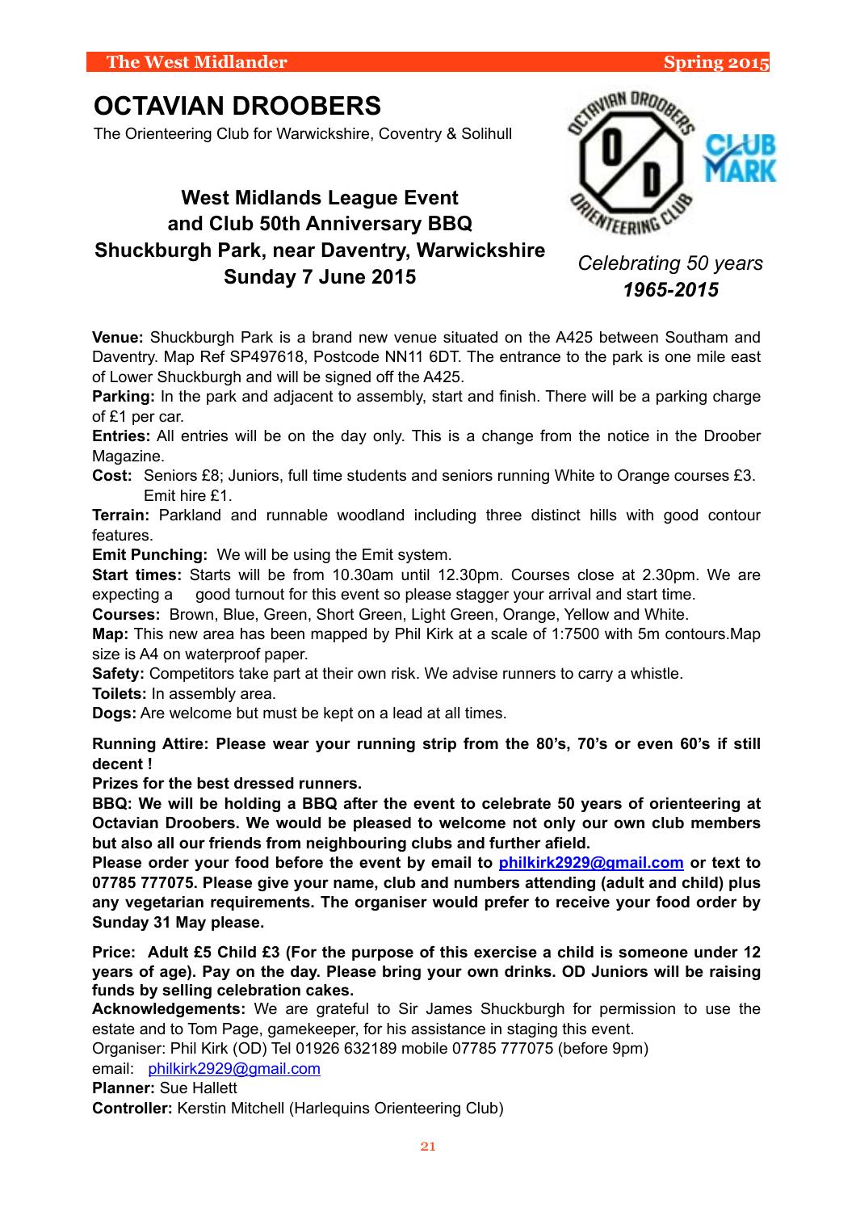# OCTAVIAN DROOBERS

The Orienteering Club for Warwickshire, Coventry & Solihull

## West Midlands League Event
## and Club 50th Anniversary BBQ
## Shuckburgh Park, near Daventry, Warwickshire
## Sunday 7 June 2015

*Celebrating 50 years*
***1965-2015***

**Venue:** Shuckburgh Park is a brand new venue situated on the A425 between Southam and Daventry. Map Ref SP497618, Postcode NN11 6DT. The entrance to the park is one mile east of Lower Shuckburgh and will be signed off the A425.

**Parking:** In the park and adjacent to assembly, start and finish. There will be a parking charge of £1 per car.

**Entries:** All entries will be on the day only. This is a change from the notice in the Droober Magazine.

**Cost:** Seniors £8; Juniors, full time students and seniors running White to Orange courses £3. Emit hire £1.

**Terrain:** Parkland and runnable woodland including three distinct hills with good contour features.

**Emit Punching:** We will be using the Emit system.

**Start times:** Starts will be from 10.30am until 12.30pm. Courses close at 2.30pm. We are expecting a good turnout for this event so please stagger your arrival and start time.

**Courses:** Brown, Blue, Green, Short Green, Light Green, Orange, Yellow and White.

**Map:** This new area has been mapped by Phil Kirk at a scale of 1:7500 with 5m contours.Map size is A4 on waterproof paper.

**Safety:** Competitors take part at their own risk. We advise runners to carry a whistle.

**Toilets:** In assembly area.

**Dogs:** Are welcome but must be kept on a lead at all times.

**Running Attire: Please wear your running strip from the 80's, 70's or even 60's if still decent !**

**Prizes for the best dressed runners.**

**BBQ: We will be holding a BBQ after the event to celebrate 50 years of orienteering at Octavian Droobers. We would be pleased to welcome not only our own club members but also all our friends from neighbouring clubs and further afield.**

**Please order your food before the event by email to philkirk2929@gmail.com or text to 07785 777075. Please give your name, club and numbers attending (adult and child) plus any vegetarian requirements. The organiser would prefer to receive your food order by Sunday 31 May please.**

**Price: Adult £5 Child £3 (For the purpose of this exercise a child is someone under 12 years of age). Pay on the day. Please bring your own drinks. OD Juniors will be raising funds by selling celebration cakes.**

**Acknowledgements:** We are grateful to Sir James Shuckburgh for permission to use the estate and to Tom Page, gamekeeper, for his assistance in staging this event.

Organiser: Phil Kirk (OD) Tel 01926 632189 mobile 07785 777075 (before 9pm)

email: philkirk2929@gmail.com

**Planner:** Sue Hallett

**Controller:** Kerstin Mitchell (Harlequins Orienteering Club)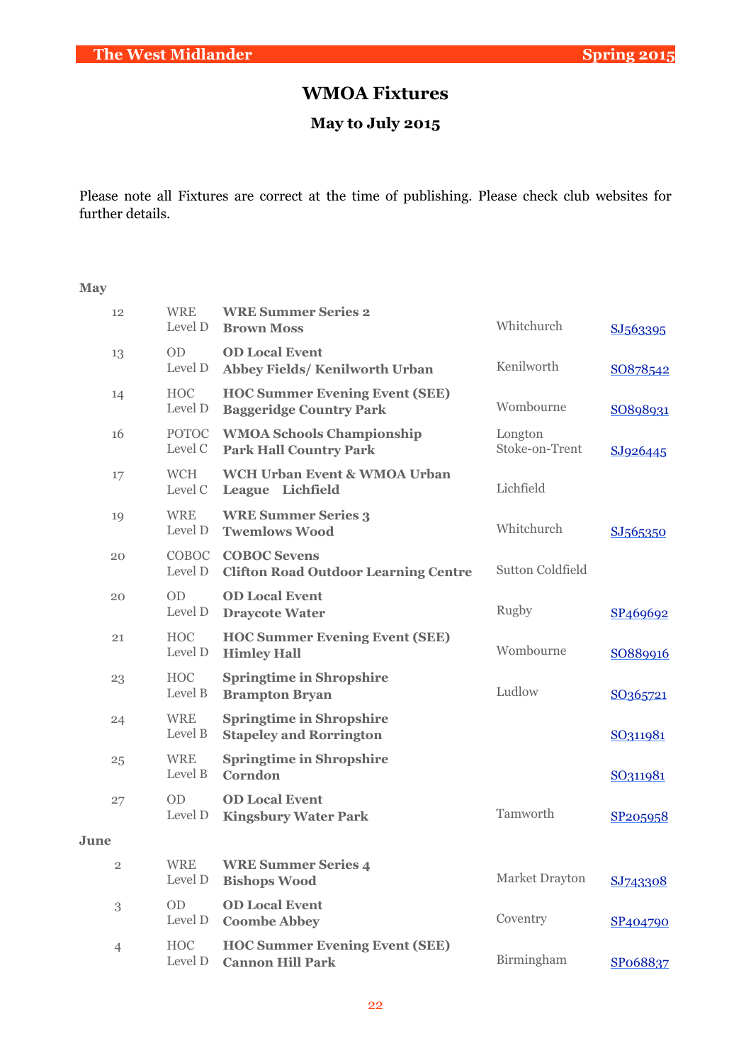# WMOA Fixtures

## May to July 2015

Please note all Fixtures are correct at the time of publishing. Please check club websites for further details.

**May**

| Date | Club / Level | Event / Venue | Location | Grid Ref |
|---|---|---|---|---|
| 12 | WRE Level D | **WRE Summer Series 2** **Brown Moss** | Whitchurch | SJ563395 |
| 13 | OD Level D | **OD Local Event** **Abbey Fields/ Kenilworth Urban** | Kenilworth | SO878542 |
| 14 | HOC Level D | **HOC Summer Evening Event (SEE)** **Baggeridge Country Park** | Wombourne | SO898931 |
| 16 | POTOC Level C | **WMOA Schools Championship** **Park Hall Country Park** | Longton Stoke-on-Trent | SJ926445 |
| 17 | WCH Level C | **WCH Urban Event & WMOA Urban League Lichfield** | Lichfield | |
| 19 | WRE Level D | **WRE Summer Series 3** **Twemlows Wood** | Whitchurch | SJ565350 |
| 20 | COBOC Level D | **COBOC Sevens** **Clifton Road Outdoor Learning Centre** | Sutton Coldfield | |
| 20 | OD Level D | **OD Local Event** **Draycote Water** | Rugby | SP469692 |
| 21 | HOC Level D | **HOC Summer Evening Event (SEE)** **Himley Hall** | Wombourne | SO889916 |
| 23 | HOC Level B | **Springtime in Shropshire** **Brampton Bryan** | Ludlow | SO365721 |
| 24 | WRE Level B | **Springtime in Shropshire** **Stapeley and Rorrington** | | SO311981 |
| 25 | WRE Level B | **Springtime in Shropshire** **Corndon** | | SO311981 |
| 27 | OD Level D | **OD Local Event** **Kingsbury Water Park** | Tamworth | SP205958 |

**June**

| Date | Club / Level | Event / Venue | Location | Grid Ref |
|---|---|---|---|---|
| 2 | WRE Level D | **WRE Summer Series 4** **Bishops Wood** | Market Drayton | SJ743308 |
| 3 | OD Level D | **OD Local Event** **Coombe Abbey** | Coventry | SP404790 |
| 4 | HOC Level D | **HOC Summer Evening Event (SEE)** **Cannon Hill Park** | Birmingham | SP068837 |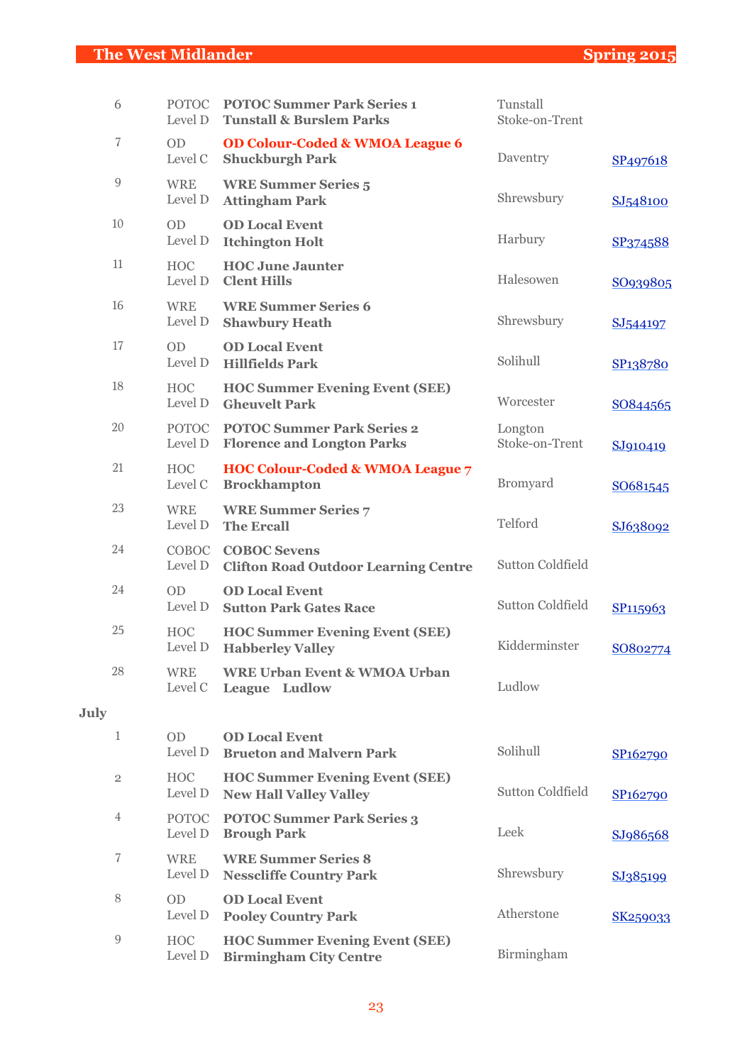| Date | Club / Level | Event / Venue | Location | Grid Ref |
|---|---|---|---|---|
| 6 | POTOC Level D | **POTOC Summer Park Series 1** **Tunstall & Burslem Parks** | Tunstall Stoke-on-Trent | |
| 7 | OD Level C | **OD Colour-Coded & WMOA League 6** **Shuckburgh Park** | Daventry | SP497618 |
| 9 | WRE Level D | **WRE Summer Series 5** **Attingham Park** | Shrewsbury | SJ548100 |
| 10 | OD Level D | **OD Local Event** **Itchington Holt** | Harbury | SP374588 |
| 11 | HOC Level D | **HOC June Jaunter** **Clent Hills** | Halesowen | SO939805 |
| 16 | WRE Level D | **WRE Summer Series 6** **Shawbury Heath** | Shrewsbury | SJ544197 |
| 17 | OD Level D | **OD Local Event** **Hillfields Park** | Solihull | SP138780 |
| 18 | HOC Level D | **HOC Summer Evening Event (SEE)** **Gheuvelt Park** | Worcester | SO844565 |
| 20 | POTOC Level D | **POTOC Summer Park Series 2** **Florence and Longton Parks** | Longton Stoke-on-Trent | SJ910419 |
| 21 | HOC Level C | **HOC Colour-Coded & WMOA League 7** **Brockhampton** | Bromyard | SO681545 |
| 23 | WRE Level D | **WRE Summer Series 7** **The Ercall** | Telford | SJ638092 |
| 24 | COBOC Level D | **COBOC Sevens** **Clifton Road Outdoor Learning Centre** | Sutton Coldfield | |
| 24 | OD Level D | **OD Local Event** **Sutton Park Gates Race** | Sutton Coldfield | SP115963 |
| 25 | HOC Level D | **HOC Summer Evening Event (SEE)** **Habberley Valley** | Kidderminster | SO802774 |
| 28 | WRE Level C | **WRE Urban Event & WMOA Urban League Ludlow** | Ludlow | |

**July**

| Date | Club / Level | Event / Venue | Location | Grid Ref |
|---|---|---|---|---|
| 1 | OD Level D | **OD Local Event** **Brueton and Malvern Park** | Solihull | SP162790 |
| 2 | HOC Level D | **HOC Summer Evening Event (SEE)** **New Hall Valley Valley** | Sutton Coldfield | SP162790 |
| 4 | POTOC Level D | **POTOC Summer Park Series 3** **Brough Park** | Leek | SJ986568 |
| 7 | WRE Level D | **WRE Summer Series 8** **Nesscliffe Country Park** | Shrewsbury | SJ385199 |
| 8 | OD Level D | **OD Local Event** **Pooley Country Park** | Atherstone | SK259033 |
| 9 | HOC Level D | **HOC Summer Evening Event (SEE)** **Birmingham City Centre** | Birmingham | |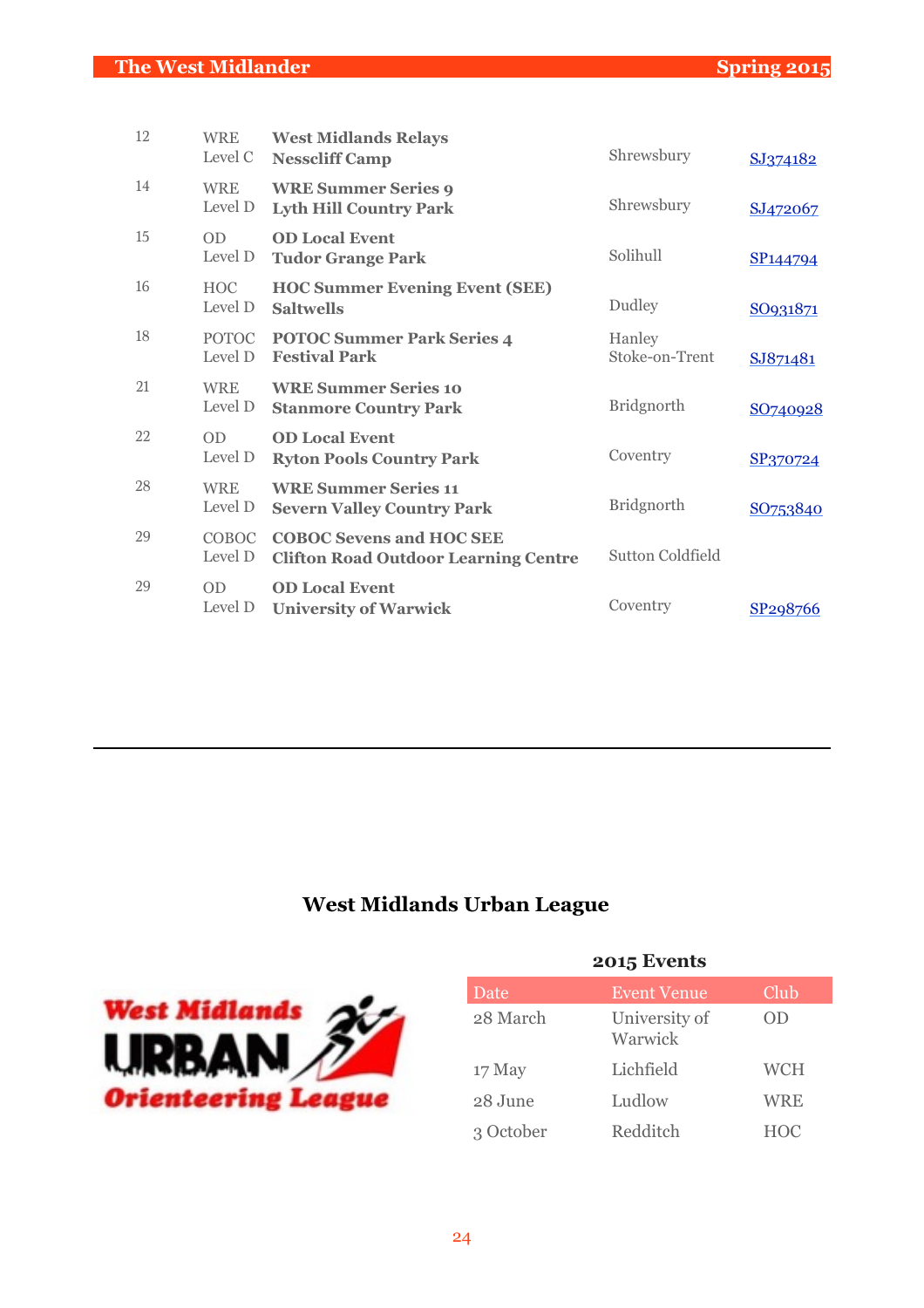| | | | | |
|---|---|---|---|---|
| 12 | WRE Level C | **West Midlands Relays Nesscliff Camp** | Shrewsbury | SJ374182 |
| 14 | WRE Level D | **WRE Summer Series 9 Lyth Hill Country Park** | Shrewsbury | SJ472067 |
| 15 | OD Level D | **OD Local Event Tudor Grange Park** | Solihull | SP144794 |
| 16 | HOC Level D | **HOC Summer Evening Event (SEE) Saltwells** | Dudley | SO931871 |
| 18 | POTOC Level D | **POTOC Summer Park Series 4 Festival Park** | Hanley Stoke-on-Trent | SJ871481 |
| 21 | WRE Level D | **WRE Summer Series 10 Stanmore Country Park** | Bridgnorth | SO740928 |
| 22 | OD Level D | **OD Local Event Ryton Pools Country Park** | Coventry | SP370724 |
| 28 | WRE Level D | **WRE Summer Series 11 Severn Valley Country Park** | Bridgnorth | SO753840 |
| 29 | COBOC Level D | **COBOC Sevens and HOC SEE Clifton Road Outdoor Learning Centre** | Sutton Coldfield | |
| 29 | OD Level D | **OD Local Event University of Warwick** | Coventry | SP298766 |

## West Midlands Urban League

West Midlands URBAN Orienteering League

### 2015 Events

| Date | Event Venue | Club |
|---|---|---|
| 28 March | University of Warwick | OD |
| 17 May | Lichfield | WCH |
| 28 June | Ludlow | WRE |
| 3 October | Redditch | HOC |